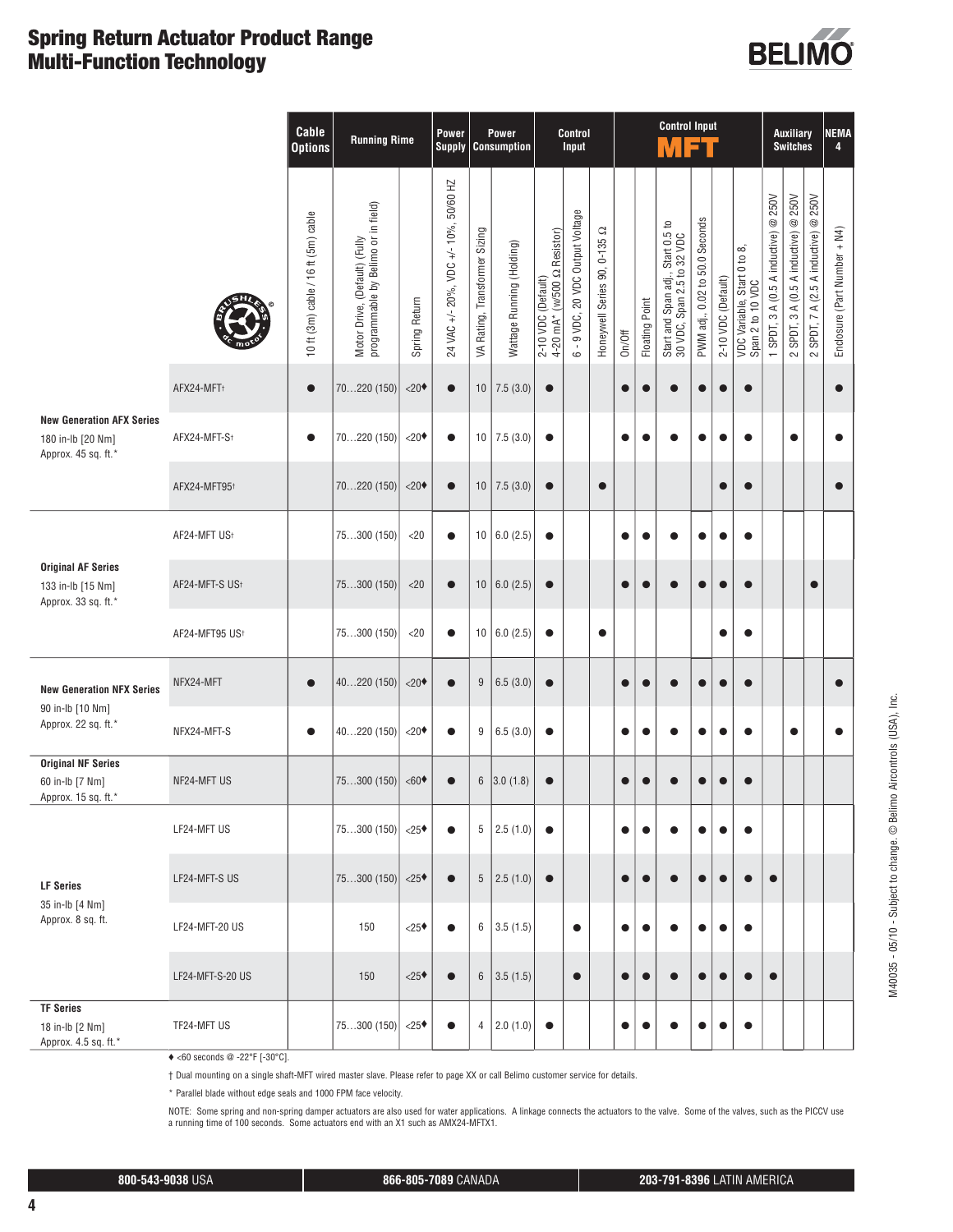# Spring Return Actuator Product Range
# Multi-Function Technology

| | | Cable Options | Running Rime | | Power Supply | Power Consumption | | Control Input | | | Control Input MFT | | | | | | Auxiliary Switches | | | NEMA 4 |
|---|---|---|---|---|---|---|---|---|---|---|---|---|---|---|---|---|---|---|---|---|
| | | 10 ft (3m) cable / 16 ft (5m) cable | Motor Drive, (Default) (Fully programmable by Belimo or in field) | Spring Return | 24 VAC +/- 20%, VDC +/- 10%, 50/60 HZ | VA Rating, Transformer Sizing | Wattage Running (Holding) | 2-10 VDC (Default) 4-20 mA* (w/500 Ω Resistor) | 6 - 9 VDC, 20 VDC Output Voltage | Honeywell Series 90, 0-135 Ω | On/Off | Floating Point | Start and Span adj., Start 0.5 to 30 VDC, Span 2.5 to 32 VDC | PWM adj., 0.02 to 50.0 Seconds | 2-10 VDC (Default) | VDC Variable, Start 0 to 8, Span 2 to 10 VDC | 1 SPDT, 3 A (0.5 A inductive) @ 250V | 2 SPDT, 3 A (0.5 A inductive) @ 250V | 2 SPDT, 7 A (2.5 A inductive) @ 250V | Enclosure (Part Number + N4) |
| **New Generation AFX Series** 180 in-lb [20 Nm] Approx. 45 sq. ft.* | AFX24-MFT† | ● | 70…220 (150) | <20♦ | ● | 10 | 7.5 (3.0) | ● | | | ● | ● | ● | ● | ● | ● | | | | ● |
| | AFX24-MFT-S† | ● | 70…220 (150) | <20♦ | ● | 10 | 7.5 (3.0) | ● | | | ● | ● | ● | ● | ● | ● | | ● | | ● |
| | AFX24-MFT95† | | 70…220 (150) | <20♦ | ● | 10 | 7.5 (3.0) | ● | | ● | | | | | ● | ● | | | | ● |
| **Original AF Series** 133 in-lb [15 Nm] Approx. 33 sq. ft.* | AF24-MFT US† | | 75…300 (150) | <20 | ● | 10 | 6.0 (2.5) | ● | | | ● | ● | ● | ● | ● | ● | | | | |
| | AF24-MFT-S US† | | 75…300 (150) | <20 | ● | 10 | 6.0 (2.5) | ● | | | ● | ● | ● | ● | ● | ● | | | ● | |
| | AF24-MFT95 US† | | 75…300 (150) | <20 | ● | 10 | 6.0 (2.5) | ● | | ● | | | | | ● | ● | | | | |
| **New Generation NFX Series** 90 in-lb [10 Nm] Approx. 22 sq. ft.* | NFX24-MFT | ● | 40…220 (150) | <20♦ | ● | 9 | 6.5 (3.0) | ● | | | ● | ● | ● | ● | ● | ● | | | | ● |
| | NFX24-MFT-S | ● | 40…220 (150) | <20♦ | ● | 9 | 6.5 (3.0) | ● | | | ● | ● | ● | ● | ● | ● | | ● | | ● |
| **Original NF Series** 60 in-lb [7 Nm] Approx. 15 sq. ft.* | NF24-MFT US | | 75…300 (150) | <60♦ | ● | 6 | 3.0 (1.8) | ● | | | ● | ● | ● | ● | ● | ● | | | | |
| **LF Series** 35 in-lb [4 Nm] Approx. 8 sq. ft. | LF24-MFT US | | 75…300 (150) | <25♦ | ● | 5 | 2.5 (1.0) | ● | | | ● | ● | ● | ● | ● | ● | | | | |
| | LF24-MFT-S US | | 75…300 (150) | <25♦ | ● | 5 | 2.5 (1.0) | ● | | | ● | ● | ● | ● | ● | ● | ● | | | |
| | LF24-MFT-20 US | | 150 | <25♦ | ● | 6 | 3.5 (1.5) | | ● | | ● | ● | ● | ● | ● | ● | | | | |
| | LF24-MFT-S-20 US | | 150 | <25♦ | ● | 6 | 3.5 (1.5) | | ● | | ● | ● | ● | ● | ● | ● | ● | | | |
| **TF Series** 18 in-lb [2 Nm] Approx. 4.5 sq. ft.* | TF24-MFT US | | 75…300 (150) | <25♦ | ● | 4 | 2.0 (1.0) | ● | | | ● | ● | ● | ● | ● | ● | | | | |

♦ <60 seconds @ -22°F [-30°C].

† Dual mounting on a single shaft-MFT wired master slave. Please refer to page XX or call Belimo customer service for details.

* Parallel blade without edge seals and 1000 FPM face velocity.

NOTE: Some spring and non-spring damper actuators are also used for water applications. A linkage connects the actuators to the valve. Some of the valves, such as the PICCV use a running time of 100 seconds. Some actuators end with an X1 such as AMX24-MFTX1.

M40035 - 05/10 - Subject to change. © Belimo Aircontrols (USA), Inc.

**800-543-9038** USA | **866-805-7089** CANADA | **203-791-8396** LATIN AMERICA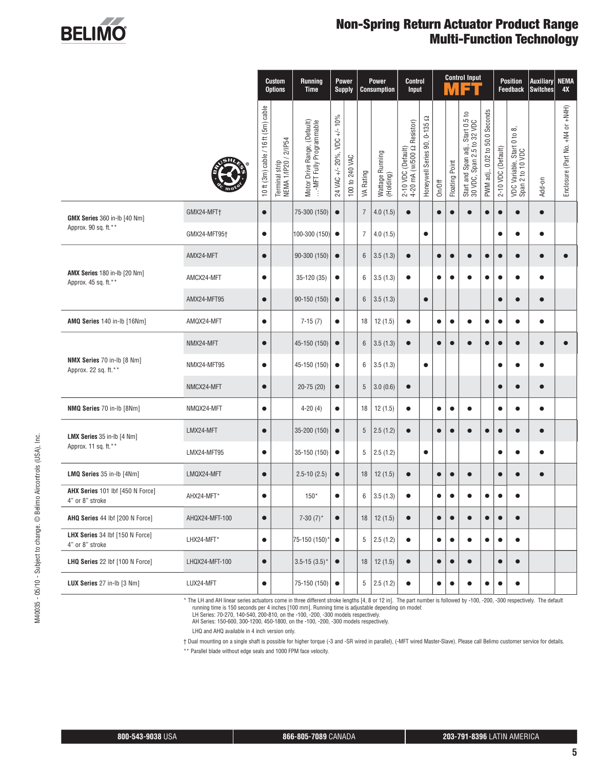# Non-Spring Return Actuator Product Range
## Multi-Function Technology

| Series | Model | Custom Options: 10 ft (3m) cable / 16 ft (5m) cable | Custom Options: Terminal strip NEMA 1/IP20 / 2/IP54 | Running Time: Motor Drive Range, (Default) ...-MFT Fully Programmable | Power Supply: 24 VAC +/- 20%, VDC +/- 10% | Power Supply: 100 to 240 VAC | Power Consumption: VA Rating | Power Consumption: Wattage Running (Holding) | Control Input: 2-10 VDC (Default) 4-20 mA (w/500 Ω Resistor) | Control Input: Honeywell Series 90, 0-135 Ω | Control Input MFT: On/Off | Control Input MFT: Floating Point | Control Input MFT: Start and Span adj., Start 0.5 to 30 VDC, Span 2.5 to 32 VDC | Control Input MFT: PWM adj., 0.02 to 50.0 Seconds | Position Feedback: 2-10 VDC (Default) | Position Feedback: VDC Variable, Start 0 to 8, Span 2 to 10 VDC | Auxiliary Switches: Add-on | NEMA 4X: Enclosure (Part No. +N4 or +N4H) |
|---|---|---|---|---|---|---|---|---|---|---|---|---|---|---|---|---|---|---|
| **GMX Series** 360 in-lb [40 Nm] Approx. 90 sq. ft.** | GMX24-MFT† | ● | | 75-300 (150) | ● | | 7 | 4.0 (1.5) | ● | | ● | ● | ● | ● | ● | ● | ● | |
| | GMX24-MFT95† | ● | | 100-300 (150) | ● | | 7 | 4.0 (1.5) | | ● | | | | | ● | ● | ● | |
| **AMX Series** 180 in-lb [20 Nm] Approx. 45 sq. ft.** | AMX24-MFT | ● | | 90-300 (150) | ● | | 6 | 3.5 (1.3) | ● | | ● | ● | ● | ● | ● | ● | ● | ● |
| | AMCX24-MFT | ● | | 35-120 (35) | ● | | 6 | 3.5 (1.3) | ● | | ● | ● | ● | ● | ● | ● | ● | |
| | AMX24-MFT95 | ● | | 90-150 (150) | ● | | 6 | 3.5 (1.3) | | ● | | | | | ● | ● | ● | |
| **AMQ Series** 140 in-lb [16Nm] | AMQX24-MFT | ● | | 7-15 (7) | ● | | 18 | 12 (1.5) | ● | | ● | ● | ● | ● | ● | ● | ● | |
| **NMX Series** 70 in-lb [8 Nm] Approx. 22 sq. ft.** | NMX24-MFT | ● | | 45-150 (150) | ● | | 6 | 3.5 (1.3) | ● | | ● | ● | ● | ● | ● | ● | ● | ● |
| | NMX24-MFT95 | ● | | 45-150 (150) | ● | | 6 | 3.5 (1.3) | | ● | | | | | ● | ● | ● | |
| | NMCX24-MFT | ● | | 20-75 (20) | ● | | 5 | 3.0 (0.6) | ● | | | | | | ● | ● | ● | |
| **NMQ Series** 70 in-lb [8Nm] | NMQX24-MFT | ● | | 4-20 (4) | ● | | 18 | 12 (1.5) | ● | | ● | ● | ● | | ● | ● | ● | |
| **LMX Series** 35 in-lb [4 Nm] Approx. 11 sq. ft.** | LMX24-MFT | ● | | 35-200 (150) | ● | | 5 | 2.5 (1.2) | ● | | ● | ● | ● | ● | ● | ● | ● | |
| | LMX24-MFT95 | ● | | 35-150 (150) | ● | | 5 | 2.5 (1.2) | | ● | | | | | ● | ● | ● | |
| **LMQ Series** 35 in-lb [4Nm] | LMQX24-MFT | ● | | 2.5-10 (2.5) | ● | | 18 | 12 (1.5) | ● | | ● | ● | ● | | ● | ● | ● | |
| **AHX Series** 101 lbf [450 N Force] 4" or 8" stroke | AHX24-MFT* | ● | | 150* | ● | | 6 | 3.5 (1.3) | ● | | ● | ● | ● | ● | ● | ● | | |
| **AHQ Series** 44 lbf [200 N Force] | AHQX24-MFT-100 | ● | | 7-30 (7)* | ● | | 18 | 12 (1.5) | ● | | ● | ● | ● | ● | ● | ● | | |
| **LHX Series** 34 lbf [150 N Force] 4" or 8" stroke | LHX24-MFT* | ● | | 75-150 (150)* | ● | | 5 | 2.5 (1.2) | ● | | ● | ● | ● | ● | ● | ● | | |
| **LHQ Series** 22 lbf [100 N Force] | LHQX24-MFT-100 | ● | | 3.5-15 (3.5)* | ● | | 18 | 12 (1.5) | ● | | ● | ● | ● | | ● | ● | | |
| **LUX Series** 27 in-lb [3 Nm] | LUX24-MFT | ● | | 75-150 (150) | ● | | 5 | 2.5 (1.2) | ● | | ● | ● | ● | ● | ● | ● | | |

\* The LH and AH linear series actuators come in three different stroke lengths [4, 8 or 12 in]. The part number is followed by -100, -200, -300 respectively. The default running time is 150 seconds per 4 inches [100 mm]. Running time is adjustable depending on model:
LH Series: 70-270, 140-540, 200-810, on the -100, -200, -300 models respectively.
AH Series: 150-600, 300-1200, 450-1800, on the -100, -200, -300 models respectively.

LHQ and AHQ available in 4 inch version only.

† Dual mounting on a single shaft is possible for higher torque (-3 and -SR wired in parallel), (-MFT wired Master-Slave). Please call Belimo customer service for details.

** Parallel blade without edge seals and 1000 FPM face velocity.

M40035 - 05/10 - Subject to change. © Belimo Aircontrols (USA), Inc.

**800-543-9038** USA | **866-805-7089** CANADA | **203-791-8396** LATIN AMERICA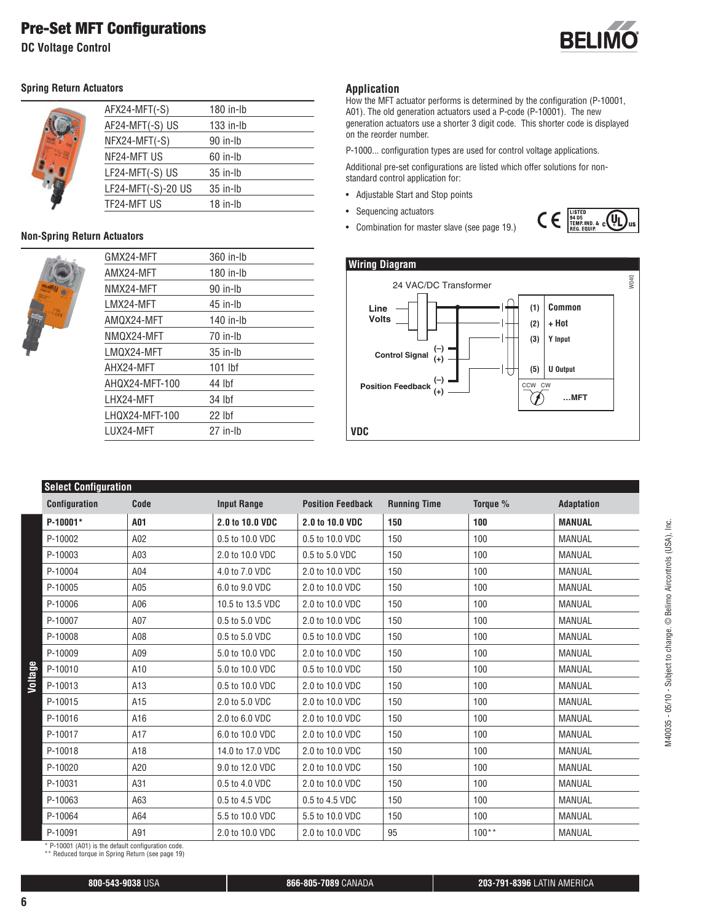# Pre-Set MFT Configurations

## DC Voltage Control

### Spring Return Actuators

| | |
|---|---|
| AFX24-MFT(-S) | 180 in-lb |
| AF24-MFT(-S) US | 133 in-lb |
| NFX24-MFT(-S) | 90 in-lb |
| NF24-MFT US | 60 in-lb |
| LF24-MFT(-S) US | 35 in-lb |
| LF24-MFT(-S)-20 US | 35 in-lb |
| TF24-MFT US | 18 in-lb |

### Non-Spring Return Actuators

| | |
|---|---|
| GMX24-MFT | 360 in-lb |
| AMX24-MFT | 180 in-lb |
| NMX24-MFT | 90 in-lb |
| LMX24-MFT | 45 in-lb |
| AMQX24-MFT | 140 in-lb |
| NMQX24-MFT | 70 in-lb |
| LMQX24-MFT | 35 in-lb |
| AHX24-MFT | 101 lbf |
| AHQX24-MFT-100 | 44 lbf |
| LHX24-MFT | 34 lbf |
| LHQX24-MFT-100 | 22 lbf |
| LUX24-MFT | 27 in-lb |

### Application

How the MFT actuator performs is determined by the configuration (P-10001, A01). The old generation actuators used a P-code (P-10001). The new generation actuators use a shorter 3 digit code. This shorter code is displayed on the reorder number.

P-1000... configuration types are used for control voltage applications.

Additional pre-set configurations are listed which offer solutions for non-standard control application for:

- Adjustable Start and Stop points
- Sequencing actuators
- Combination for master slave (see page 19.)

### Wiring Diagram

24 VAC/DC Transformer

Line Volts

Control Signal (–) (+)

Position Feedback (–) (+)

(1) Common
(2) + Hot
(3) Y Input
(5) U Output

CCW CW ...MFT

VDC

W040

### Select Configuration

| | Configuration | Code | Input Range | Position Feedback | Running Time | Torque % | Adaptation |
|---|---|---|---|---|---|---|---|
| Voltage | **P-10001*** | **A01** | **2.0 to 10.0 VDC** | **2.0 to 10.0 VDC** | **150** | **100** | **MANUAL** |
| | P-10002 | A02 | 0.5 to 10.0 VDC | 0.5 to 10.0 VDC | 150 | 100 | MANUAL |
| | P-10003 | A03 | 2.0 to 10.0 VDC | 0.5 to 5.0 VDC | 150 | 100 | MANUAL |
| | P-10004 | A04 | 4.0 to 7.0 VDC | 2.0 to 10.0 VDC | 150 | 100 | MANUAL |
| | P-10005 | A05 | 6.0 to 9.0 VDC | 2.0 to 10.0 VDC | 150 | 100 | MANUAL |
| | P-10006 | A06 | 10.5 to 13.5 VDC | 2.0 to 10.0 VDC | 150 | 100 | MANUAL |
| | P-10007 | A07 | 0.5 to 5.0 VDC | 2.0 to 10.0 VDC | 150 | 100 | MANUAL |
| | P-10008 | A08 | 0.5 to 5.0 VDC | 0.5 to 10.0 VDC | 150 | 100 | MANUAL |
| | P-10009 | A09 | 5.0 to 10.0 VDC | 2.0 to 10.0 VDC | 150 | 100 | MANUAL |
| | P-10010 | A10 | 5.0 to 10.0 VDC | 0.5 to 10.0 VDC | 150 | 100 | MANUAL |
| | P-10013 | A13 | 0.5 to 10.0 VDC | 2.0 to 10.0 VDC | 150 | 100 | MANUAL |
| | P-10015 | A15 | 2.0 to 5.0 VDC | 2.0 to 10.0 VDC | 150 | 100 | MANUAL |
| | P-10016 | A16 | 2.0 to 6.0 VDC | 2.0 to 10.0 VDC | 150 | 100 | MANUAL |
| | P-10017 | A17 | 6.0 to 10.0 VDC | 2.0 to 10.0 VDC | 150 | 100 | MANUAL |
| | P-10018 | A18 | 14.0 to 17.0 VDC | 2.0 to 10.0 VDC | 150 | 100 | MANUAL |
| | P-10020 | A20 | 9.0 to 12.0 VDC | 2.0 to 10.0 VDC | 150 | 100 | MANUAL |
| | P-10031 | A31 | 0.5 to 4.0 VDC | 2.0 to 10.0 VDC | 150 | 100 | MANUAL |
| | P-10063 | A63 | 0.5 to 4.5 VDC | 0.5 to 4.5 VDC | 150 | 100 | MANUAL |
| | P-10064 | A64 | 5.5 to 10.0 VDC | 5.5 to 10.0 VDC | 150 | 100 | MANUAL |
| | P-10091 | A91 | 2.0 to 10.0 VDC | 2.0 to 10.0 VDC | 95 | 100** | MANUAL |

* P-10001 (A01) is the default configuration code.
** Reduced torque in Spring Return (see page 19)

M40035 - 05/10 - Subject to change. © Belimo Aircontrols (USA), Inc.

**800-543-9038** USA | **866-805-7089** CANADA | **203-791-8396** LATIN AMERICA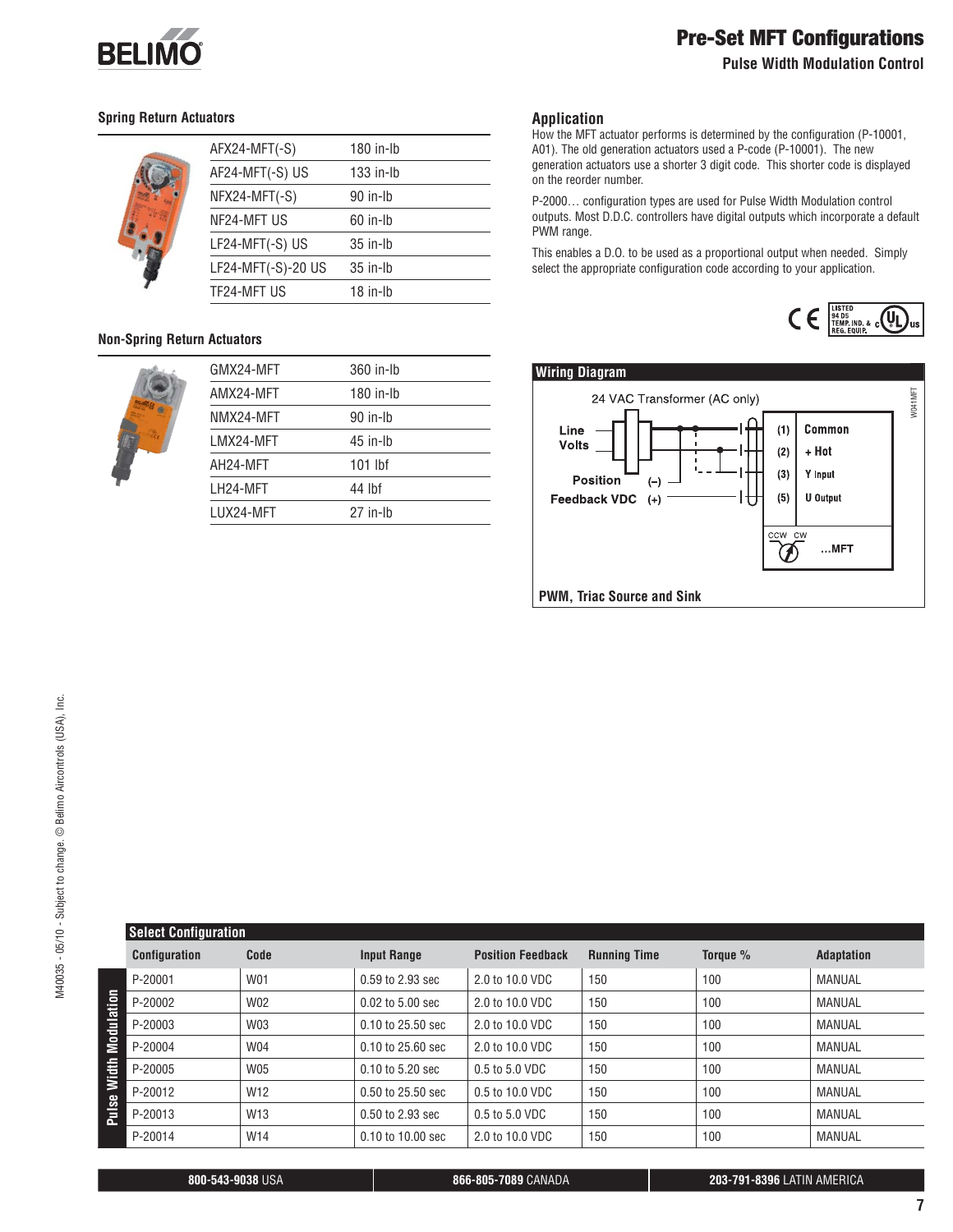# Pre-Set MFT Configurations

## Pulse Width Modulation Control

### Spring Return Actuators

| Model | Torque |
|---|---|
| AFX24-MFT(-S) | 180 in-lb |
| AF24-MFT(-S) US | 133 in-lb |
| NFX24-MFT(-S) | 90 in-lb |
| NF24-MFT US | 60 in-lb |
| LF24-MFT(-S) US | 35 in-lb |
| LF24-MFT(-S)-20 US | 35 in-lb |
| TF24-MFT US | 18 in-lb |

### Non-Spring Return Actuators

| Model | Torque |
|---|---|
| GMX24-MFT | 360 in-lb |
| AMX24-MFT | 180 in-lb |
| NMX24-MFT | 90 in-lb |
| LMX24-MFT | 45 in-lb |
| AH24-MFT | 101 lbf |
| LH24-MFT | 44 lbf |
| LUX24-MFT | 27 in-lb |

### Application

How the MFT actuator performs is determined by the configuration (P-10001, A01). The old generation actuators used a P-code (P-10001). The new generation actuators use a shorter 3 digit code. This shorter code is displayed on the reorder number.

P-2000… configuration types are used for Pulse Width Modulation control outputs. Most D.D.C. controllers have digital outputs which incorporate a default PWM range.

This enables a D.O. to be used as a proportional output when needed. Simply select the appropriate configuration code according to your application.

### Wiring Diagram

24 VAC Transformer (AC only)

Line Volts

Position Feedback VDC (–) (+)

(1) Common
(2) + Hot
(3) Y Input
(5) U Output

CCW CW …MFT

W041MFT

PWM, Triac Source and Sink

### Select Configuration

**Pulse Width Modulation**

| Configuration | Code | Input Range | Position Feedback | Running Time | Torque % | Adaptation |
|---|---|---|---|---|---|---|
| P-20001 | W01 | 0.59 to 2.93 sec | 2.0 to 10.0 VDC | 150 | 100 | MANUAL |
| P-20002 | W02 | 0.02 to 5.00 sec | 2.0 to 10.0 VDC | 150 | 100 | MANUAL |
| P-20003 | W03 | 0.10 to 25.50 sec | 2.0 to 10.0 VDC | 150 | 100 | MANUAL |
| P-20004 | W04 | 0.10 to 25.60 sec | 2.0 to 10.0 VDC | 150 | 100 | MANUAL |
| P-20005 | W05 | 0.10 to 5.20 sec | 0.5 to 5.0 VDC | 150 | 100 | MANUAL |
| P-20012 | W12 | 0.50 to 25.50 sec | 0.5 to 10.0 VDC | 150 | 100 | MANUAL |
| P-20013 | W13 | 0.50 to 2.93 sec | 0.5 to 5.0 VDC | 150 | 100 | MANUAL |
| P-20014 | W14 | 0.10 to 10.00 sec | 2.0 to 10.0 VDC | 150 | 100 | MANUAL |

M40035 - 05/10 - Subject to change. © Belimo Aircontrols (USA), Inc.

**800-543-9038** USA | **866-805-7089** CANADA | **203-791-8396** LATIN AMERICA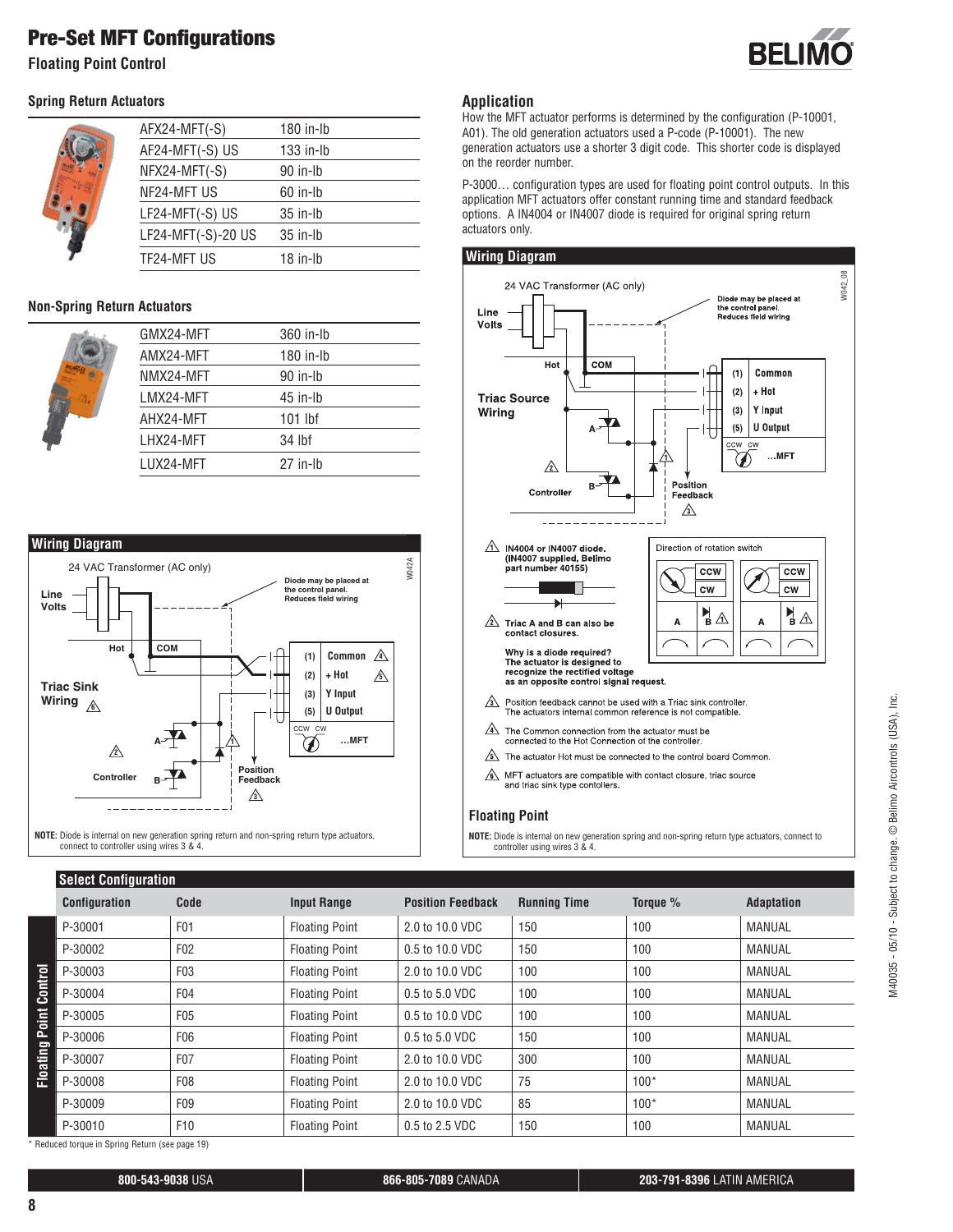# Pre-Set MFT Configurations

## Floating Point Control

### Spring Return Actuators

| Model | Torque |
|---|---|
| AFX24-MFT(-S) | 180 in-lb |
| AF24-MFT(-S) US | 133 in-lb |
| NFX24-MFT(-S) | 90 in-lb |
| NF24-MFT US | 60 in-lb |
| LF24-MFT(-S) US | 35 in-lb |
| LF24-MFT(-S)-20 US | 35 in-lb |
| TF24-MFT US | 18 in-lb |

### Non-Spring Return Actuators

| Model | Torque |
|---|---|
| GMX24-MFT | 360 in-lb |
| AMX24-MFT | 180 in-lb |
| NMX24-MFT | 90 in-lb |
| LMX24-MFT | 45 in-lb |
| AHX24-MFT | 101 lbf |
| LHX24-MFT | 34 lbf |
| LUX24-MFT | 27 in-lb |

### Wiring Diagram

24 VAC Transformer (AC only)

Line Volts

Diode may be placed at the control panel. Reduces field wiring

W042A

Hot | COM

Triac Sink Wiring ⚠6

(1) Common ⚠4
(2) + Hot ⚠5
(3) Y Input
(5) U Output

CCW CW …MFT

⚠2 Controller A B ⚠1

Position Feedback ⚠3

**NOTE:** Diode is internal on new generation spring return and non-spring return type actuators, connect to controller using wires 3 & 4.

### Application

How the MFT actuator performs is determined by the configuration (P-10001, A01). The old generation actuators used a P-code (P-10001). The new generation actuators use a shorter 3 digit code. This shorter code is displayed on the reorder number.

P-3000… configuration types are used for floating point control outputs. In this application MFT actuators offer constant running time and standard feedback options. A IN4004 or IN4007 diode is required for original spring return actuators only.

### Wiring Diagram

24 VAC Transformer (AC only)

Line Volts

Diode may be placed at the control panel. Reduces field wiring

W042_08

Hot | COM

Triac Source Wiring

(1) Common
(2) + Hot
(3) Y Input
(5) U Output

CCW CW …MFT

⚠2 Controller A B ⚠1

Position Feedback ⚠3

⚠1 IN4004 or IN4007 diode. (IN4007 supplied, Belimo part number 40155)

⚠2 Triac A and B can also be contact closures.

**Why is a diode required?**
The actuator is designed to recognize the rectified voltage as an opposite control signal request.

⚠3 Position feedback cannot be used with a Triac sink controller. The actuators internal common reference is not compatible.

⚠4 The Common connection from the actuator must be connected to the Hot Connection of the controller.

⚠5 The actuator Hot must be connected to the control board Common.

⚠6 MFT actuators are compatible with contact closure, triac source and triac sink type contollers.

Direction of rotation switch

| CCW / CW | | CCW / CW | |
|---|---|---|---|
| A | B ⚠1 | A | B ⚠1 |

**Floating Point**

**NOTE:** Diode is internal on new generation spring and non-spring return type actuators, connect to controller using wires 3 & 4.

### Select Configuration

**Floating Point Control**

| Configuration | Code | Input Range | Position Feedback | Running Time | Torque % | Adaptation |
|---|---|---|---|---|---|---|
| P-30001 | F01 | Floating Point | 2.0 to 10.0 VDC | 150 | 100 | MANUAL |
| P-30002 | F02 | Floating Point | 0.5 to 10.0 VDC | 150 | 100 | MANUAL |
| P-30003 | F03 | Floating Point | 2.0 to 10.0 VDC | 100 | 100 | MANUAL |
| P-30004 | F04 | Floating Point | 0.5 to 5.0 VDC | 100 | 100 | MANUAL |
| P-30005 | F05 | Floating Point | 0.5 to 10.0 VDC | 100 | 100 | MANUAL |
| P-30006 | F06 | Floating Point | 0.5 to 5.0 VDC | 150 | 100 | MANUAL |
| P-30007 | F07 | Floating Point | 2.0 to 10.0 VDC | 300 | 100 | MANUAL |
| P-30008 | F08 | Floating Point | 2.0 to 10.0 VDC | 75 | 100* | MANUAL |
| P-30009 | F09 | Floating Point | 2.0 to 10.0 VDC | 85 | 100* | MANUAL |
| P-30010 | F10 | Floating Point | 0.5 to 2.5 VDC | 150 | 100 | MANUAL |

* Reduced torque in Spring Return (see page 19)

M40035 - 05/10 - Subject to change. © Belimo Aircontrols (USA), Inc.

**800-543-9038** USA | **866-805-7089** CANADA | **203-791-8396** LATIN AMERICA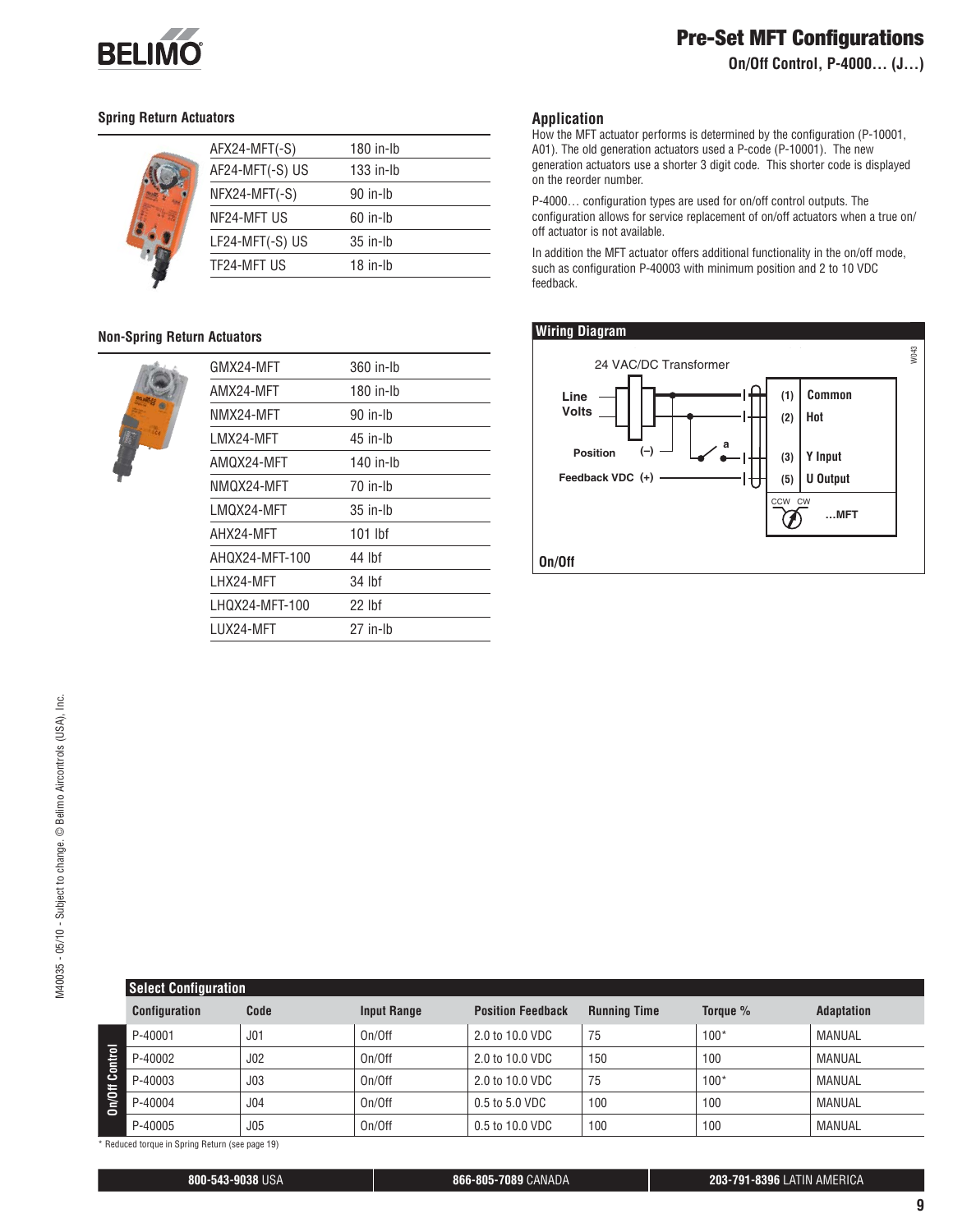# Pre-Set MFT Configurations

**On/Off Control, P-4000… (J…)**

### Spring Return Actuators

| Model | Torque |
|---|---|
| AFX24-MFT(-S) | 180 in-lb |
| AF24-MFT(-S) US | 133 in-lb |
| NFX24-MFT(-S) | 90 in-lb |
| NF24-MFT US | 60 in-lb |
| LF24-MFT(-S) US | 35 in-lb |
| TF24-MFT US | 18 in-lb |

### Non-Spring Return Actuators

| Model | Torque |
|---|---|
| GMX24-MFT | 360 in-lb |
| AMX24-MFT | 180 in-lb |
| NMX24-MFT | 90 in-lb |
| LMX24-MFT | 45 in-lb |
| AMQX24-MFT | 140 in-lb |
| NMQX24-MFT | 70 in-lb |
| LMQX24-MFT | 35 in-lb |
| AHX24-MFT | 101 lbf |
| AHQX24-MFT-100 | 44 lbf |
| LHX24-MFT | 34 lbf |
| LHQX24-MFT-100 | 22 lbf |
| LUX24-MFT | 27 in-lb |

### Application

How the MFT actuator performs is determined by the configuration (P-10001, A01). The old generation actuators used a P-code (P-10001). The new generation actuators use a shorter 3 digit code. This shorter code is displayed on the reorder number.

P-4000… configuration types are used for on/off control outputs. The configuration allows for service replacement of on/off actuators when a true on/off actuator is not available.

In addition the MFT actuator offers additional functionality in the on/off mode, such as configuration P-40003 with minimum position and 2 to 10 VDC feedback.

### Wiring Diagram

24 VAC/DC Transformer

Line Volts

Position (–)

Feedback VDC (+)

a

(1) Common
(2) Hot
(3) Y Input
(5) U Output

CCW CW

…MFT

W043

On/Off

### Select Configuration

| | Configuration | Code | Input Range | Position Feedback | Running Time | Torque % | Adaptation |
|---|---|---|---|---|---|---|---|
| On/Off Control | P-40001 | J01 | On/Off | 2.0 to 10.0 VDC | 75 | 100* | MANUAL |
| | P-40002 | J02 | On/Off | 2.0 to 10.0 VDC | 150 | 100 | MANUAL |
| | P-40003 | J03 | On/Off | 2.0 to 10.0 VDC | 75 | 100* | MANUAL |
| | P-40004 | J04 | On/Off | 0.5 to 5.0 VDC | 100 | 100 | MANUAL |
| | P-40005 | J05 | On/Off | 0.5 to 10.0 VDC | 100 | 100 | MANUAL |

* Reduced torque in Spring Return (see page 19)

M40035 - 05/10 - Subject to change. © Belimo Aircontrols (USA), Inc.

**800-543-9038** USA | **866-805-7089** CANADA | **203-791-8396** LATIN AMERICA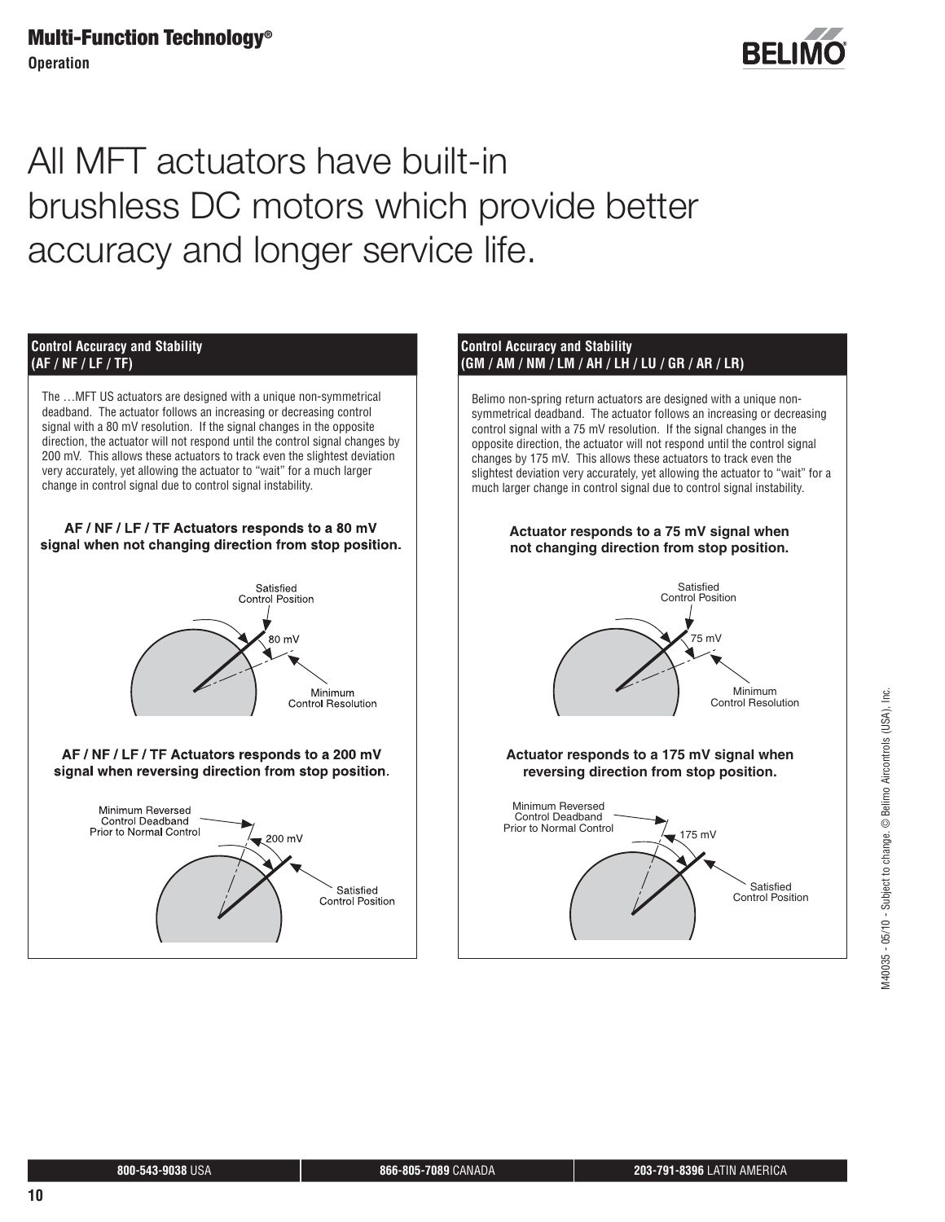# All MFT actuators have built-in brushless DC motors which provide better accuracy and longer service life.

## Control Accuracy and Stability (AF / NF / LF / TF)

The …MFT US actuators are designed with a unique non-symmetrical deadband. The actuator follows an increasing or decreasing control signal with a 80 mV resolution. If the signal changes in the opposite direction, the actuator will not respond until the control signal changes by 200 mV. This allows these actuators to track even the slightest deviation very accurately, yet allowing the actuator to "wait" for a much larger change in control signal due to control signal instability.

**AF / NF / LF / TF Actuators responds to a 80 mV signal when not changing direction from stop position.**

Satisfied Control Position

80 mV

Minimum Control Resolution

**AF / NF / LF / TF Actuators responds to a 200 mV signal when reversing direction from stop position.**

Minimum Reversed Control Deadband Prior to Normal Control

200 mV

Satisfied Control Position

## Control Accuracy and Stability (GM / AM / NM / LM / AH / LH / LU / GR / AR / LR)

Belimo non-spring return actuators are designed with a unique non-symmetrical deadband. The actuator follows an increasing or decreasing control signal with a 75 mV resolution. If the signal changes in the opposite direction, the actuator will not respond until the control signal changes by 175 mV. This allows these actuators to track even the slightest deviation very accurately, yet allowing the actuator to "wait" for a much larger change in control signal due to control signal instability.

**Actuator responds to a 75 mV signal when not changing direction from stop position.**

Satisfied Control Position

75 mV

Minimum Control Resolution

**Actuator responds to a 175 mV signal when reversing direction from stop position.**

Minimum Reversed Control Deadband Prior to Normal Control

175 mV

Satisfied Control Position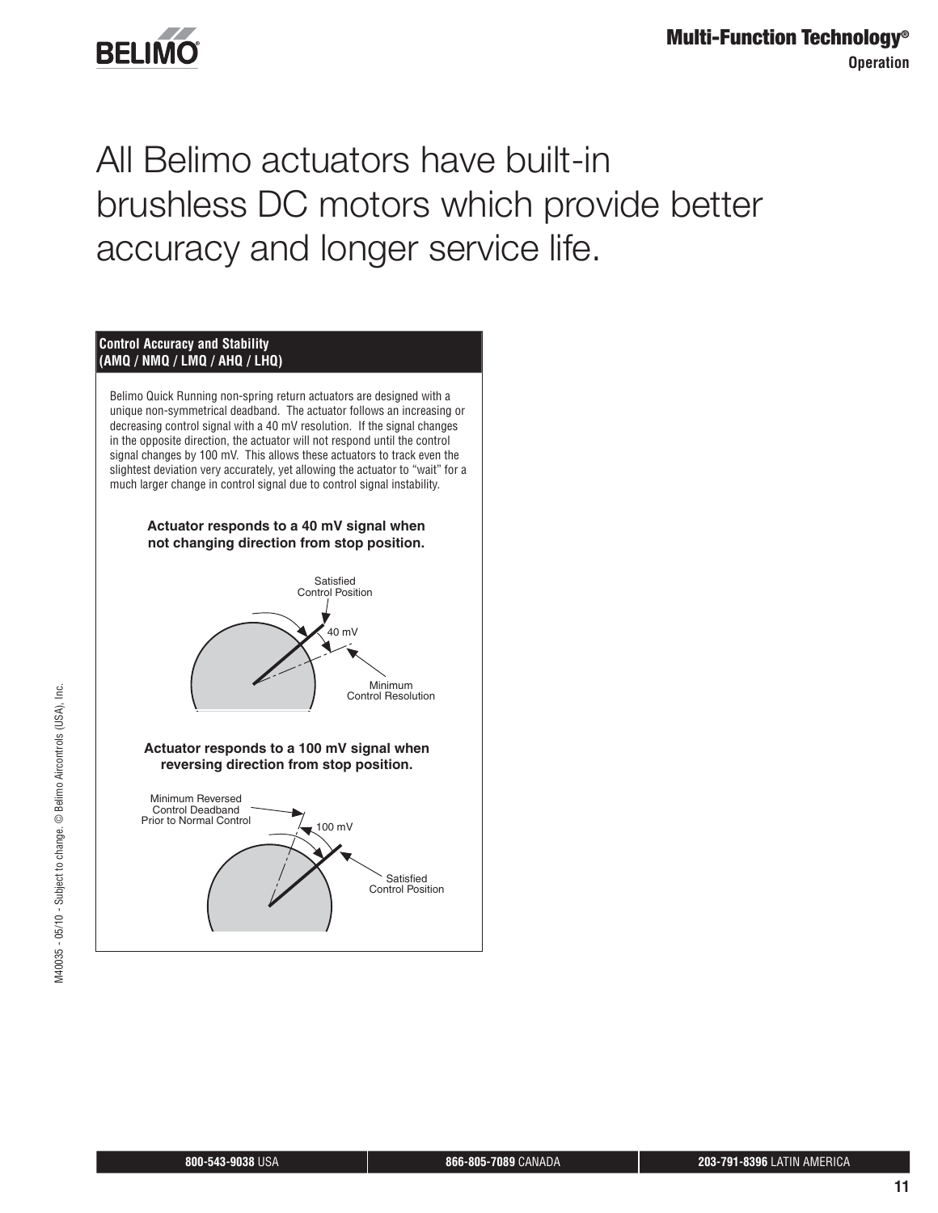# All Belimo actuators have built-in brushless DC motors which provide better accuracy and longer service life.

**Control Accuracy and Stability (AMQ / NMQ / LMQ / AHQ / LHQ)**

Belimo Quick Running non-spring return actuators are designed with a unique non-symmetrical deadband. The actuator follows an increasing or decreasing control signal with a 40 mV resolution. If the signal changes in the opposite direction, the actuator will not respond until the control signal changes by 100 mV. This allows these actuators to track even the slightest deviation very accurately, yet allowing the actuator to "wait" for a much larger change in control signal due to control signal instability.

**Actuator responds to a 40 mV signal when not changing direction from stop position.**

Satisfied Control Position

40 mV

Minimum Control Resolution

**Actuator responds to a 100 mV signal when reversing direction from stop position.**

Minimum Reversed Control Deadband Prior to Normal Control

100 mV

Satisfied Control Position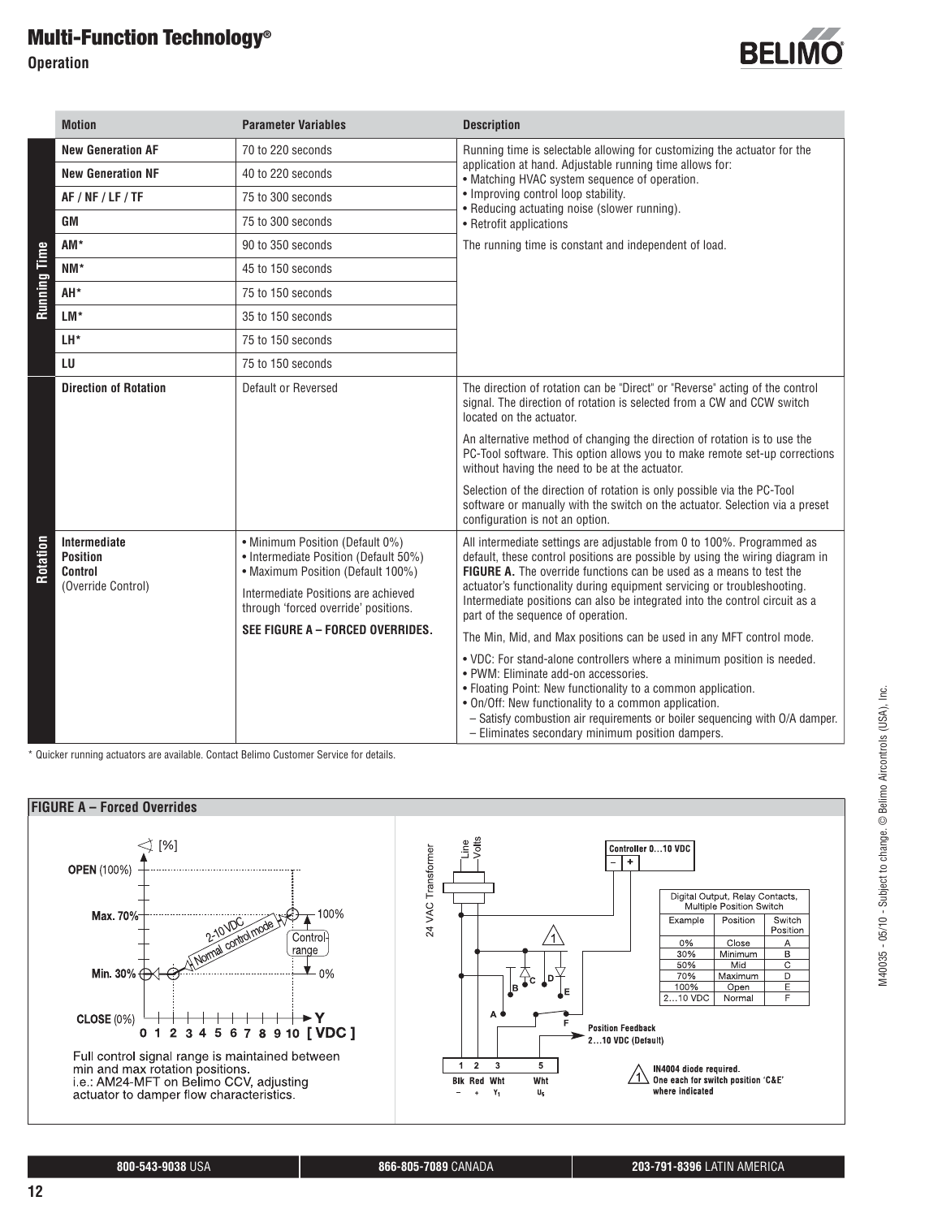# Multi-Function Technology®

## Operation

| | Motion | Parameter Variables | Description |
|---|---|---|---|
| Running Time | New Generation AF | 70 to 220 seconds | Running time is selectable allowing for customizing the actuator for the application at hand. Adjustable running time allows for:<br>• Matching HVAC system sequence of operation.<br>• Improving control loop stability.<br>• Reducing actuating noise (slower running).<br>• Retrofit applications<br><br>The running time is constant and independent of load. |
| | New Generation NF | 40 to 220 seconds | |
| | AF / NF / LF / TF | 75 to 300 seconds | |
| | GM | 75 to 300 seconds | |
| | AM* | 90 to 350 seconds | |
| | NM* | 45 to 150 seconds | |
| | AH* | 75 to 150 seconds | |
| | LM* | 35 to 150 seconds | |
| | LH* | 75 to 150 seconds | |
| | LU | 75 to 150 seconds | |
| Rotation | Direction of Rotation | Default or Reversed | The direction of rotation can be "Direct" or "Reverse" acting of the control signal. The direction of rotation is selected from a CW and CCW switch located on the actuator.<br><br>An alternative method of changing the direction of rotation is to use the PC-Tool software. This option allows you to make remote set-up corrections without having the need to be at the actuator.<br><br>Selection of the direction of rotation is only possible via the PC-Tool software or manually with the switch on the actuator. Selection via a preset configuration is not an option. |
| | **Intermediate Position Control** (Override Control) | • Minimum Position (Default 0%)<br>• Intermediate Position (Default 50%)<br>• Maximum Position (Default 100%)<br><br>Intermediate Positions are achieved through 'forced override' positions.<br><br>**SEE FIGURE A – FORCED OVERRIDES.** | All intermediate settings are adjustable from 0 to 100%. Programmed as default, these control positions are possible by using the wiring diagram in **FIGURE A.** The override functions can be used as a means to test the actuator's functionality during equipment servicing or troubleshooting. Intermediate positions can also be integrated into the control circuit as a part of the sequence of operation.<br><br>The Min, Mid, and Max positions can be used in any MFT control mode.<br><br>• VDC: For stand-alone controllers where a minimum position is needed.<br>• PWM: Eliminate add-on accessories.<br>• Floating Point: New functionality to a common application.<br>• On/Off: New functionality to a common application.<br>– Satisfy combustion air requirements or boiler sequencing with O/A damper.<br>– Eliminates secondary minimum position dampers. |

\* Quicker running actuators are available. Contact Belimo Customer Service for details.

### FIGURE A – Forced Overrides

Full control signal range is maintained between min and max rotation positions.
i.e.: AM24-MFT on Belimo CCV, adjusting actuator to damper flow characteristics.

Digital Output, Relay Contacts, Multiple Position Switch

| Example | Position | Switch Position |
|---|---|---|
| 0% | Close | A |
| 30% | Minimum | B |
| 50% | Mid | C |
| 70% | Maximum | D |
| 100% | Open | E |
| 2...10 VDC | Normal | F |

IN4004 diode required. One each for switch position 'C&E' where indicated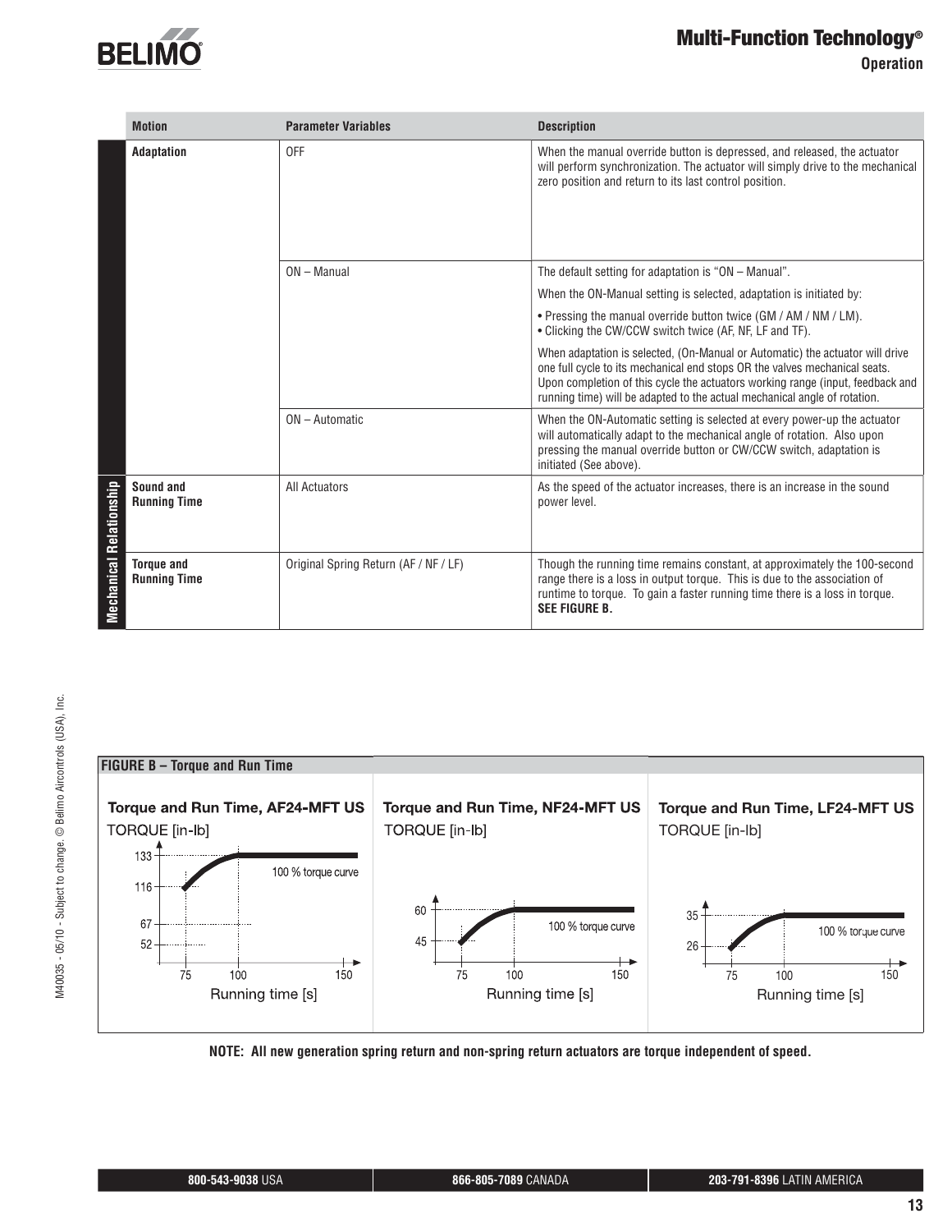| | Motion | Parameter Variables | Description |
|---|---|---|---|
| | **Adaptation** | OFF | When the manual override button is depressed, and released, the actuator will perform synchronization. The actuator will simply drive to the mechanical zero position and return to its last control position. |
| | | ON – Manual | The default setting for adaptation is "ON – Manual".<br>When the ON-Manual setting is selected, adaptation is initiated by:<br>• Pressing the manual override button twice (GM / AM / NM / LM).<br>• Clicking the CW/CCW switch twice (AF, NF, LF and TF).<br>When adaptation is selected, (On-Manual or Automatic) the actuator will drive one full cycle to its mechanical end stops OR the valves mechanical seats. Upon completion of this cycle the actuators working range (input, feedback and running time) will be adapted to the actual mechanical angle of rotation. |
| | | ON – Automatic | When the ON-Automatic setting is selected at every power-up the actuator will automatically adapt to the mechanical angle of rotation. Also upon pressing the manual override button or CW/CCW switch, adaptation is initiated (See above). |
| **Mechanical Relationship** | **Sound and Running Time** | All Actuators | As the speed of the actuator increases, there is an increase in the sound power level. |
| **Mechanical Relationship** | **Torque and Running Time** | Original Spring Return (AF / NF / LF) | Though the running time remains constant, at approximately the 100-second range there is a loss in output torque. This is due to the association of runtime to torque. To gain a faster running time there is a loss in torque. **SEE FIGURE B.** |

**FIGURE B – Torque and Run Time**

**Torque and Run Time, AF24-MFT US**

TORQUE [in-lb]: 133, 116, 67, 52 — Running time [s]: 75, 100, 150 — 100 % torque curve

**Torque and Run Time, NF24-MFT US**

TORQUE [in-lb]: 60, 45 — Running time [s]: 75, 100, 150 — 100 % torque curve

**Torque and Run Time, LF24-MFT US**

TORQUE [in-lb]: 35, 26 — Running time [s]: 75, 100, 150 — 100 % torque curve

**NOTE: All new generation spring return and non-spring return actuators are torque independent of speed.**

M40035 - 05/10 - Subject to change. © Belimo Aircontrols (USA), Inc.

**800-543-9038** USA | **866-805-7089** CANADA | **203-791-8396** LATIN AMERICA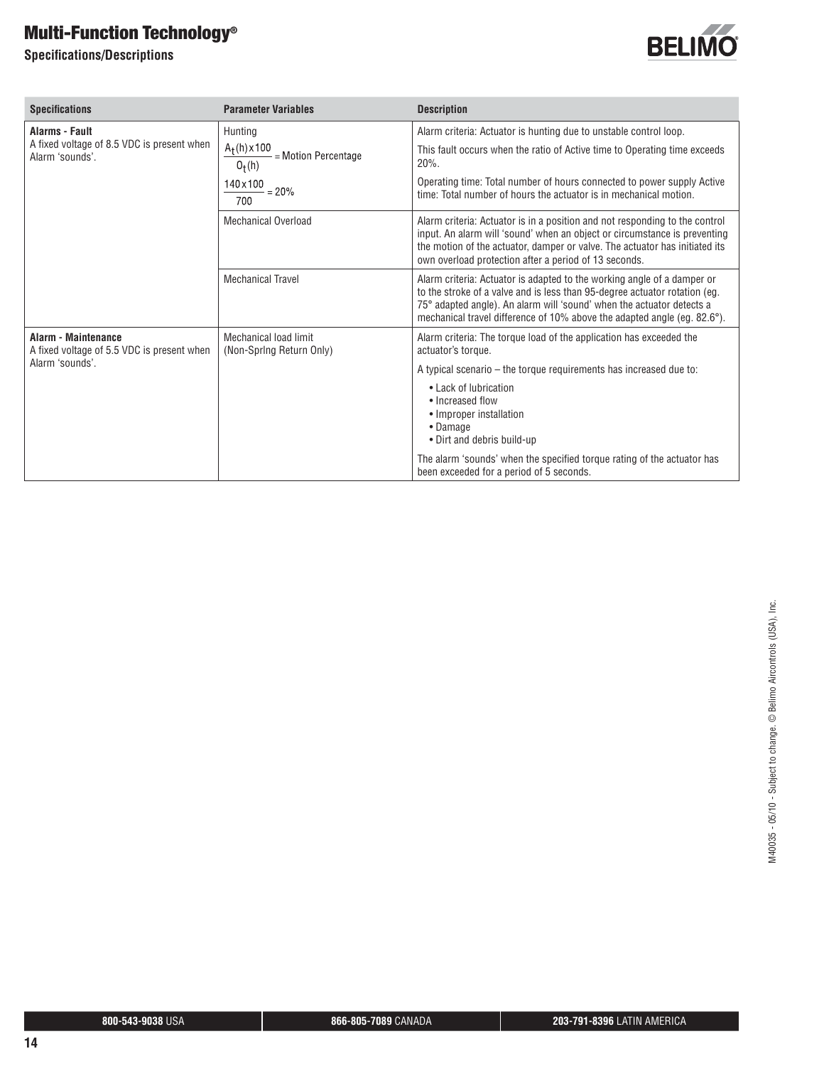# Multi-Function Technology®

## Specifications/Descriptions

| Specifications | Parameter Variables | Description |
|---|---|---|
| **Alarms - Fault**<br>A fixed voltage of 8.5 VDC is present when Alarm 'sounds'. | Hunting<br>$\frac{A_t(h) \times 100}{O_t(h)}$ = Motion Percentage<br>$\frac{140 \times 100}{700} = 20\%$ | Alarm criteria: Actuator is hunting due to unstable control loop.<br>This fault occurs when the ratio of Active time to Operating time exceeds 20%.<br>Operating time: Total number of hours connected to power supply Active time: Total number of hours the actuator is in mechanical motion. |
| | Mechanical Overload | Alarm criteria: Actuator is in a position and not responding to the control input. An alarm will 'sound' when an object or circumstance is preventing the motion of the actuator, damper or valve. The actuator has initiated its own overload protection after a period of 13 seconds. |
| | Mechanical Travel | Alarm criteria: Actuator is adapted to the working angle of a damper or to the stroke of a valve and is less than 95-degree actuator rotation (eg. 75° adapted angle). An alarm will 'sound' when the actuator detects a mechanical travel difference of 10% above the adapted angle (eg. 82.6°). |
| **Alarm - Maintenance**<br>A fixed voltage of 5.5 VDC is present when Alarm 'sounds'. | Mechanical load limit<br>(Non-SprIng Return Only) | Alarm criteria: The torque load of the application has exceeded the actuator's torque.<br>A typical scenario – the torque requirements has increased due to:<br>• Lack of lubrication<br>• Increased flow<br>• Improper installation<br>• Damage<br>• Dirt and debris build-up<br>The alarm 'sounds' when the specified torque rating of the actuator has been exceeded for a period of 5 seconds. |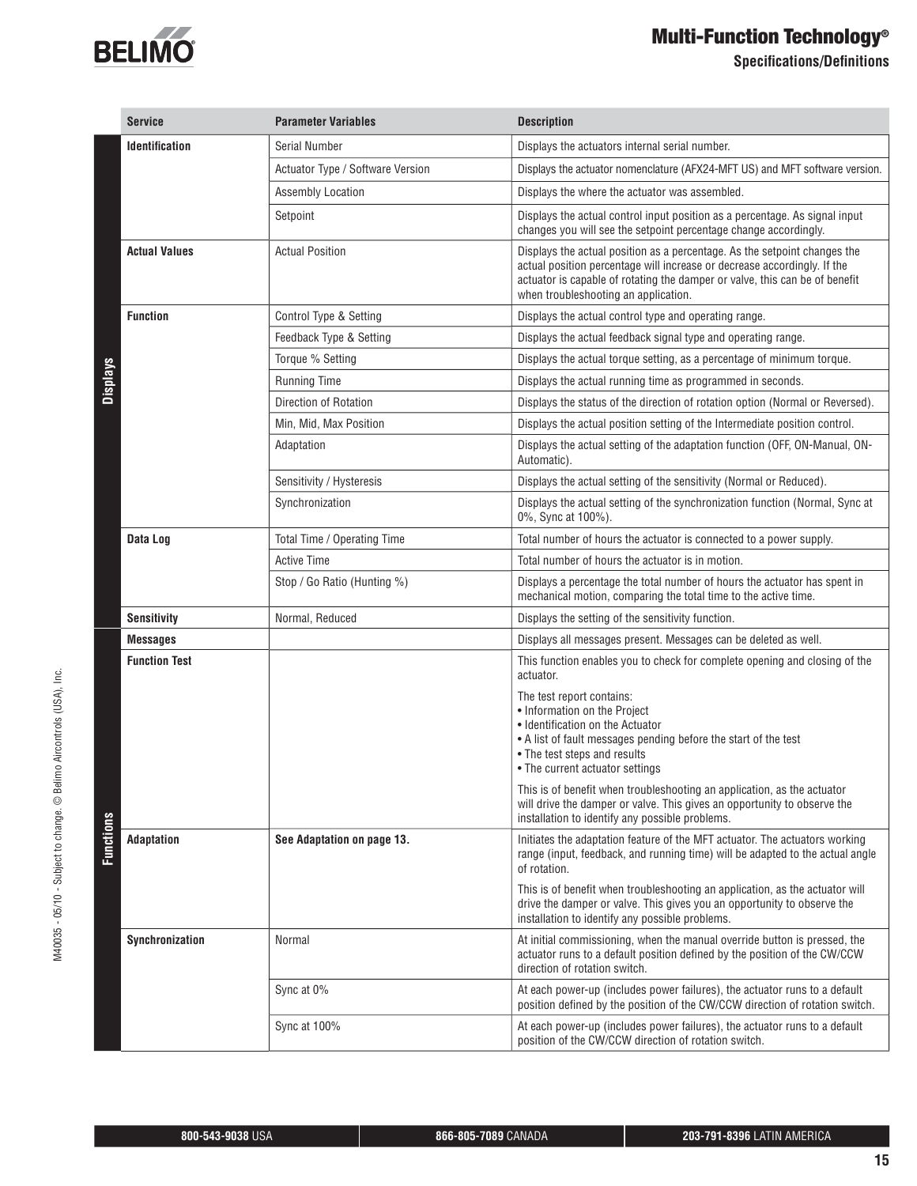# Multi-Function Technology®

## Specifications/Definitions

| | Service | Parameter Variables | Description |
|---|---|---|---|
| Displays | Identification | Serial Number | Displays the actuators internal serial number. |
| | | Actuator Type / Software Version | Displays the actuator nomenclature (AFX24-MFT US) and MFT software version. |
| | | Assembly Location | Displays the where the actuator was assembled. |
| | | Setpoint | Displays the actual control input position as a percentage. As signal input changes you will see the setpoint percentage change accordingly. |
| | Actual Values | Actual Position | Displays the actual position as a percentage. As the setpoint changes the actual position percentage will increase or decrease accordingly. If the actuator is capable of rotating the damper or valve, this can be of benefit when troubleshooting an application. |
| | Function | Control Type & Setting | Displays the actual control type and operating range. |
| | | Feedback Type & Setting | Displays the actual feedback signal type and operating range. |
| | | Torque % Setting | Displays the actual torque setting, as a percentage of minimum torque. |
| | | Running Time | Displays the actual running time as programmed in seconds. |
| | | Direction of Rotation | Displays the status of the direction of rotation option (Normal or Reversed). |
| | | Min, Mid, Max Position | Displays the actual position setting of the Intermediate position control. |
| | | Adaptation | Displays the actual setting of the adaptation function (OFF, ON-Manual, ON-Automatic). |
| | | Sensitivity / Hysteresis | Displays the actual setting of the sensitivity (Normal or Reduced). |
| | | Synchronization | Displays the actual setting of the synchronization function (Normal, Sync at 0%, Sync at 100%). |
| | Data Log | Total Time / Operating Time | Total number of hours the actuator is connected to a power supply. |
| | | Active Time | Total number of hours the actuator is in motion. |
| | | Stop / Go Ratio (Hunting %) | Displays a percentage the total number of hours the actuator has spent in mechanical motion, comparing the total time to the active time. |
| | Sensitivity | Normal, Reduced | Displays the setting of the sensitivity function. |
| Functions | Messages | | Displays all messages present. Messages can be deleted as well. |
| | Function Test | | This function enables you to check for complete opening and closing of the actuator.<br><br>The test report contains:<br>• Information on the Project<br>• Identification on the Actuator<br>• A list of fault messages pending before the start of the test<br>• The test steps and results<br>• The current actuator settings<br><br>This is of benefit when troubleshooting an application, as the actuator will drive the damper or valve. This gives an opportunity to observe the installation to identify any possible problems. |
| | Adaptation | **See Adaptation on page 13.** | Initiates the adaptation feature of the MFT actuator. The actuators working range (input, feedback, and running time) will be adapted to the actual angle of rotation.<br><br>This is of benefit when troubleshooting an application, as the actuator will drive the damper or valve. This gives you an opportunity to observe the installation to identify any possible problems. |
| | Synchronization | Normal | At initial commissioning, when the manual override button is pressed, the actuator runs to a default position defined by the position of the CW/CCW direction of rotation switch. |
| | | Sync at 0% | At each power-up (includes power failures), the actuator runs to a default position defined by the position of the CW/CCW direction of rotation switch. |
| | | Sync at 100% | At each power-up (includes power failures), the actuator runs to a default position of the CW/CCW direction of rotation switch. |

M40035 - 05/10 - Subject to change. © Belimo Aircontrols (USA), Inc.

**800-543-9038** USA | **866-805-7089** CANADA | **203-791-8396** LATIN AMERICA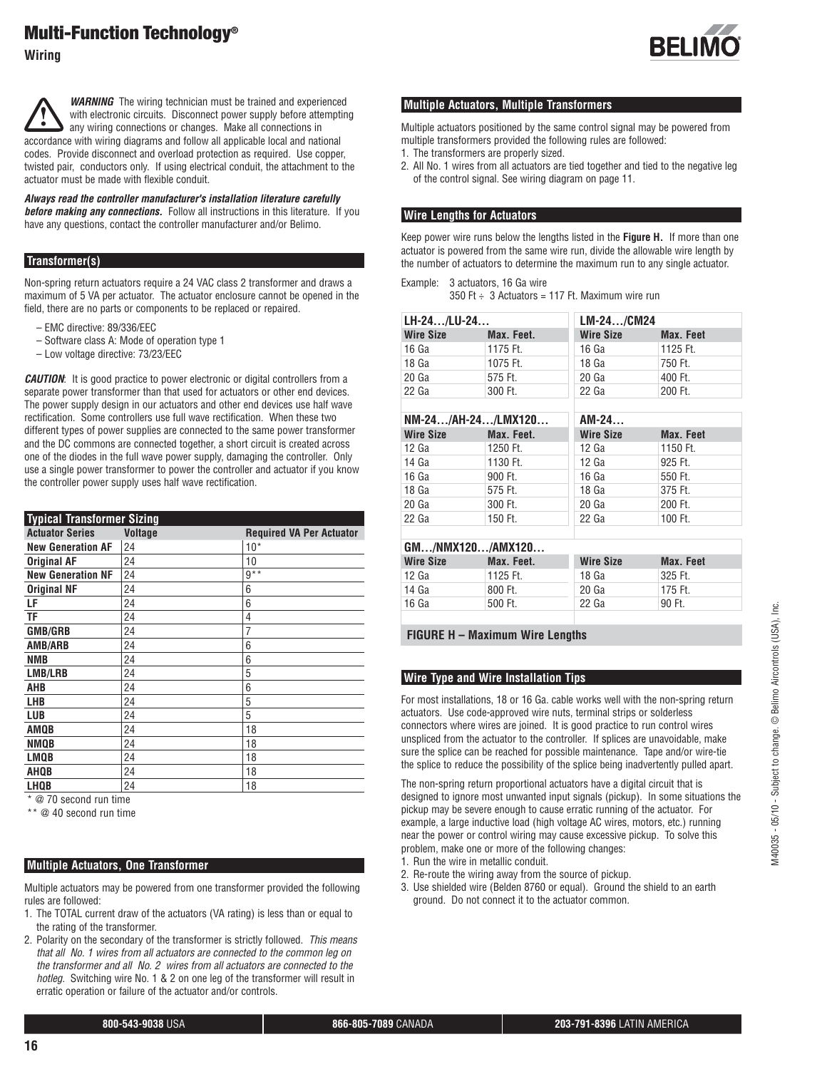# Multi-Function Technology®

**Wiring**

***WARNING*** The wiring technician must be trained and experienced with electronic circuits. Disconnect power supply before attempting any wiring connections or changes. Make all connections in accordance with wiring diagrams and follow all applicable local and national codes. Provide disconnect and overload protection as required. Use copper, twisted pair, conductors only. If using electrical conduit, the attachment to the actuator must be made with flexible conduit.

***Always read the controller manufacturer's installation literature carefully before making any connections.*** Follow all instructions in this literature. If you have any questions, contact the controller manufacturer and/or Belimo.

## Transformer(s)

Non-spring return actuators require a 24 VAC class 2 transformer and draws a maximum of 5 VA per actuator. The actuator enclosure cannot be opened in the field, there are no parts or components to be replaced or repaired.

- EMC directive: 89/336/EEC
- Software class A: Mode of operation type 1
- Low voltage directive: 73/23/EEC

***CAUTION***: It is good practice to power electronic or digital controllers from a separate power transformer than that used for actuators or other end devices. The power supply design in our actuators and other end devices use half wave rectification. Some controllers use full wave rectification. When these two different types of power supplies are connected to the same power transformer and the DC commons are connected together, a short circuit is created across one of the diodes in the full wave power supply, damaging the controller. Only use a single power transformer to power the controller and actuator if you know the controller power supply uses half wave rectification.

| Typical Transformer Sizing | | |
|---|---|---|
| **Actuator Series** | **Voltage** | **Required VA Per Actuator** |
| **New Generation AF** | 24 | 10* |
| **Original AF** | 24 | 10 |
| **New Generation NF** | 24 | 9** |
| **Original NF** | 24 | 6 |
| **LF** | 24 | 6 |
| **TF** | 24 | 4 |
| **GMB/GRB** | 24 | 7 |
| **AMB/ARB** | 24 | 6 |
| **NMB** | 24 | 6 |
| **LMB/LRB** | 24 | 5 |
| **AHB** | 24 | 6 |
| **LHB** | 24 | 5 |
| **LUB** | 24 | 5 |
| **AMQB** | 24 | 18 |
| **NMQB** | 24 | 18 |
| **LMQB** | 24 | 18 |
| **AHQB** | 24 | 18 |
| **LHQB** | 24 | 18 |

\* @ 70 second run time

\** @ 40 second run time

## Multiple Actuators, One Transformer

Multiple actuators may be powered from one transformer provided the following rules are followed:

1. The TOTAL current draw of the actuators (VA rating) is less than or equal to the rating of the transformer.
2. Polarity on the secondary of the transformer is strictly followed. *This means that all No. 1 wires from all actuators are connected to the common leg on the transformer and all No. 2 wires from all actuators are connected to the hotleg.* Switching wire No. 1 & 2 on one leg of the transformer will result in erratic operation or failure of the actuator and/or controls.

## Multiple Actuators, Multiple Transformers

Multiple actuators positioned by the same control signal may be powered from multiple transformers provided the following rules are followed:

1. The transformers are properly sized.
2. All No. 1 wires from all actuators are tied together and tied to the negative leg of the control signal. See wiring diagram on page 11.

## Wire Lengths for Actuators

Keep power wire runs below the lengths listed in the **Figure H.** If more than one actuator is powered from the same wire run, divide the allowable wire length by the number of actuators to determine the maximum run to any single actuator.

Example: 3 actuators, 16 Ga wire
350 Ft ÷ 3 Actuators = 117 Ft. Maximum wire run

| LH-24…/LU-24… | | LM-24…/CM24 | |
|---|---|---|---|
| **Wire Size** | **Max. Feet.** | **Wire Size** | **Max. Feet** |
| 16 Ga | 1175 Ft. | 16 Ga | 1125 Ft. |
| 18 Ga | 1075 Ft. | 18 Ga | 750 Ft. |
| 20 Ga | 575 Ft. | 20 Ga | 400 Ft. |
| 22 Ga | 300 Ft. | 22 Ga | 200 Ft. |

| NM-24…/AH-24…/LMX120… | | AM-24… | |
|---|---|---|---|
| **Wire Size** | **Max. Feet.** | **Wire Size** | **Max. Feet** |
| 12 Ga | 1250 Ft. | 12 Ga | 1150 Ft. |
| 14 Ga | 1130 Ft. | 12 Ga | 925 Ft. |
| 16 Ga | 900 Ft. | 16 Ga | 550 Ft. |
| 18 Ga | 575 Ft. | 18 Ga | 375 Ft. |
| 20 Ga | 300 Ft. | 20 Ga | 200 Ft. |
| 22 Ga | 150 Ft. | 22 Ga | 100 Ft. |

| GM…/NMX120…/AMX120… | | | |
|---|---|---|---|
| **Wire Size** | **Max. Feet.** | **Wire Size** | **Max. Feet** |
| 12 Ga | 1125 Ft. | 18 Ga | 325 Ft. |
| 14 Ga | 800 Ft. | 20 Ga | 175 Ft. |
| 16 Ga | 500 Ft. | 22 Ga | 90 Ft. |

**FIGURE H – Maximum Wire Lengths**

## Wire Type and Wire Installation Tips

For most installations, 18 or 16 Ga. cable works well with the non-spring return actuators. Use code-approved wire nuts, terminal strips or solderless connectors where wires are joined. It is good practice to run control wires unspliced from the actuator to the controller. If splices are unavoidable, make sure the splice can be reached for possible maintenance. Tape and/or wire-tie the splice to reduce the possibility of the splice being inadvertently pulled apart.

The non-spring return proportional actuators have a digital circuit that is designed to ignore most unwanted input signals (pickup). In some situations the pickup may be severe enough to cause erratic running of the actuator. For example, a large inductive load (high voltage AC wires, motors, etc.) running near the power or control wiring may cause excessive pickup. To solve this problem, make one or more of the following changes:

1. Run the wire in metallic conduit.
2. Re-route the wiring away from the source of pickup.
3. Use shielded wire (Belden 8760 or equal). Ground the shield to an earth ground. Do not connect it to the actuator common.

**800-543-9038** USA | **866-805-7089** CANADA | **203-791-8396** LATIN AMERICA

M40035 - 05/10 - Subject to change. © Belimo Aircontrols (USA), Inc.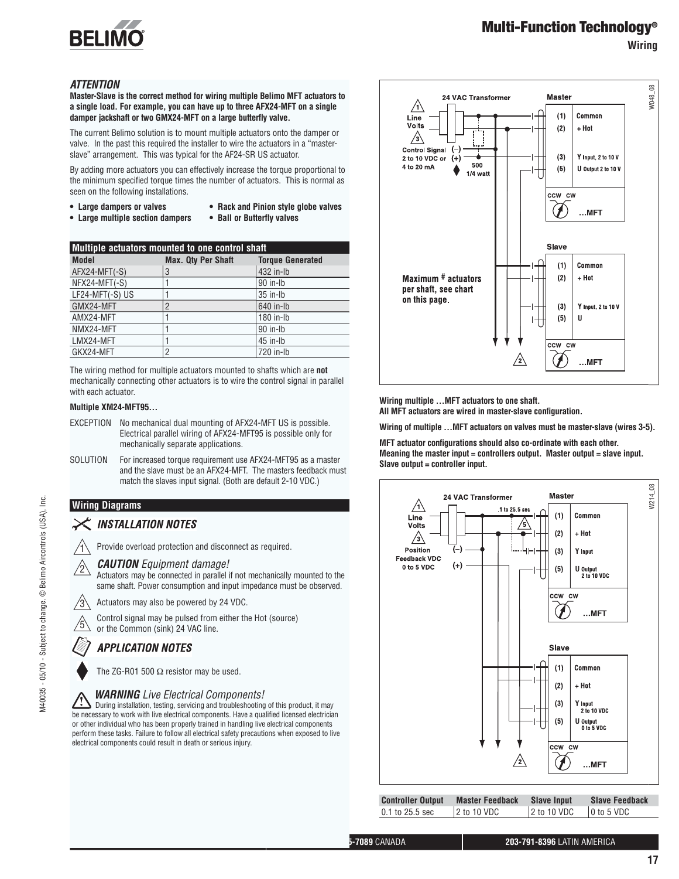## Multi-Function Technology®

### Wiring

***ATTENTION***

**Master-Slave is the correct method for wiring multiple Belimo MFT actuators to a single load. For example, you can have up to three AFX24-MFT on a single damper jackshaft or two GMX24-MFT on a large butterfly valve.**

The current Belimo solution is to mount multiple actuators onto the damper or valve. In the past this required the installer to wire the actuators in a "master-slave" arrangement. This was typical for the AF24-SR US actuator.

By adding more actuators you can effectively increase the torque proportional to the minimum specified torque times the number of actuators. This is normal as seen on the following installations.

- **Large dampers or valves**
- **Large multiple section dampers**
- **Rack and Pinion style globe valves**
- **Ball or Butterfly valves**

**Multiple actuators mounted to one control shaft**

| Model | Max. Qty Per Shaft | Torque Generated |
|---|---|---|
| AFX24-MFT(-S) | 3 | 432 in-lb |
| NFX24-MFT(-S) | 1 | 90 in-lb |
| LF24-MFT(-S) US | 1 | 35 in-lb |
| GMX24-MFT | 2 | 640 in-lb |
| AMX24-MFT | 1 | 180 in-lb |
| NMX24-MFT | 1 | 90 in-lb |
| LMX24-MFT | 1 | 45 in-lb |
| GKX24-MFT | 2 | 720 in-lb |

The wiring method for multiple actuators mounted to shafts which are **not** mechanically connecting other actuators is to wire the control signal in parallel with each actuator.

**Multiple XM24-MFT95…**

EXCEPTION No mechanical dual mounting of AFX24-MFT US is possible. Electrical parallel wiring of AFX24-MFT95 is possible only for mechanically separate applications.

SOLUTION For increased torque requirement use AFX24-MFT95 as a master and the slave must be an AFX24-MFT. The masters feedback must match the slaves input signal. (Both are default 2-10 VDC.)

**Wiring Diagrams**

***INSTALLATION NOTES***

1. Provide overload protection and disconnect as required.
2. ***CAUTION** Equipment damage!* Actuators may be connected in parallel if not mechanically mounted to the same shaft. Power consumption and input impedance must be observed.
3. Actuators may also be powered by 24 VDC.
5. Control signal may be pulsed from either the Hot (source) or the Common (sink) 24 VAC line.

***APPLICATION NOTES***

◆ The ZG-R01 500 Ω resistor may be used.

***WARNING** Live Electrical Components!*
During installation, testing, servicing and troubleshooting of this product, it may be necessary to work with live electrical components. Have a qualified licensed electrician or other individual who has been properly trained in handling live electrical components perform these tasks. Failure to follow all electrical safety precautions when exposed to live electrical components could result in death or serious injury.

24 VAC Transformer; Line Volts; Control Signal 2 to 10 VDC or 4 to 20 mA; 500 1/4 watt; Master: (1) Common, (2) + Hot, (3) Y Input, 2 to 10 V, (5) U Output 2 to 10 V; CCW CW …MFT; Slave: (1) Common, (2) + Hot, (3) Y Input, 2 to 10 V, (5) U; CCW CW …MFT; Maximum # actuators per shaft, see chart on this page. W048_08

**Wiring multiple …MFT actuators to one shaft.**
**All MFT actuators are wired in master-slave configuration.**

**Wiring of multiple …MFT actuators on valves must be master-slave (wires 3-5).**

**MFT actuator configurations should also co-ordinate with each other. Meaning the master input = controllers output. Master output = slave input. Slave output = controller input.**

24 VAC Transformer; Line Volts; .1 to 25.5 sec; Position Feedback VDC 0 to 5 VDC; Master: (1) Common, (2) + Hot, (3) Y Input, (5) U Output 2 to 10 VDC; CCW CW …MFT; Slave: (1) Common, (2) + Hot, (3) Y Input 2 to 10 VDC, (5) U Output 0 to 5 VDC; CCW CW …MFT. W214_08

| Controller Output | Master Feedback | Slave Input | Slave Feedback |
|---|---|---|---|
| 0.1 to 25.5 sec | 2 to 10 VDC | 2 to 10 VDC | 0 to 5 VDC |

M40035 - 05/10 - Subject to change. © Belimo Aircontrols (USA), Inc.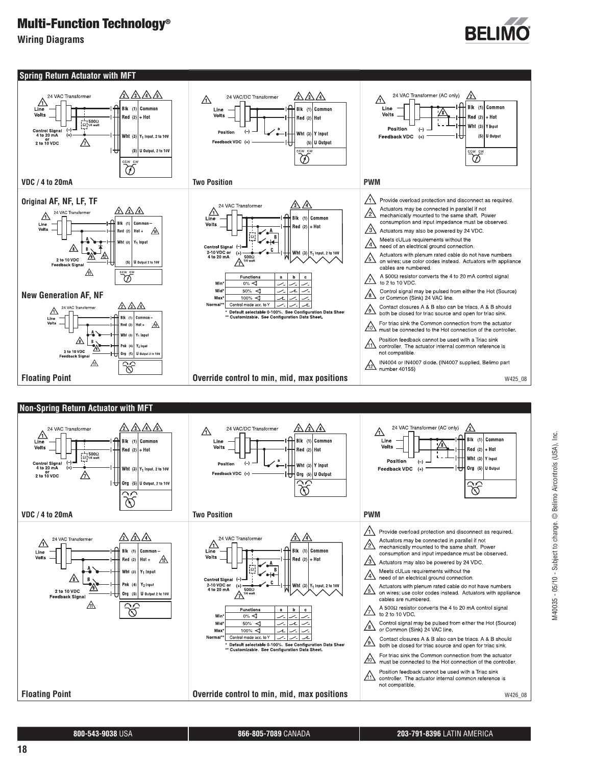# Multi-Function Technology®

## Wiring Diagrams

## Spring Return Actuator with MFT

### VDC / 4 to 20mA

24 VAC Transformer

Line Volts

Control Signal 4 to 20 mA or 2 to 10 VDC (–) (+)

500Ω 1/4 watt

Blk (1) Common
Red (2) + Hot
Wht (3) $Y_1$ Input, 2 to 10V
(5) U Output, 2 to 10V

CCW CW

### Two Position

24 VAC/DC Transformer

Line Volts

Position (–)

Feedback VDC (+)

a

Blk (1) Common
Red (2) Hot
Wht (3) Y Input
(5) U Output

CCW CW

### PWM

24 VAC Transformer (AC only)

Line Volts

Position (–)

Feedback VDC (+)

Blk (1) Common
Red (2) + Hot
Wht (3) Y Input
(5) U Output

CCW CW

### Original AF, NF, LF, TF

24 VAC Transformer

Line Volts

A

B

2 to 10 VDC Feedback Signal

Blk (1) Common –
Red (2) Hot +
Wht (3) $Y_1$ Input
(5) U Output 2 to 10V

CCW CW

### New Generation AF, NF

24 VAC Transformer

Line Volts

A

B

2 to 10 VDC Feedback Signal

Blk (1) Common –
Red (2) Hot +
Wht (3) $Y_1$ Input
Pnk (4) $Y_2$ Input
Org (5) U Output 2 to 10V

### Floating Point

### Override control to min, mid, max positions

24 VAC Transformer

Line Volts

Control Signal 2-10 VDC or 4 to 20 mA (–) (+)

500Ω 1/4 watt

Blk (1) Common
Red (2) + Hot
Wht (3) $Y_1$ Input, 2 to 10V

| | Functions | a | b | c |
|---|---|---|---|---|
| Min* | 0% | | | |
| Mid* | 50% | | | |
| Max* | 100% | | | |
| Normal** | Control mode acc. to Y | | | |

\* Default selectable 0-100%. See Configuration Data Sheet
\*\* Customizable. See Configuration Data Sheet.

1. Provide overload protection and disconnect as required.
2. Actuators may be connected in parallel if not mechanically mounted to the same shaft. Power consumption and input impedance must be observed.
3. Actuators may also be powered by 24 VDC.
4. Meets cULus requirements without the need of an electrical ground connection.
5. Actuators with plenum rated cable do not have numbers on wires; use color codes instead. Actuators with appliance cables are numbered.
7. A 500Ω resistor converts the 4 to 20 mA control signal to 2 to 10 VDC.
8. Control signal may be pulsed from either the Hot (Source) or Common (Sink) 24 VAC line.
9. Contact closures A & B also can be triacs. A & B should both be closed for triac source and open for triac sink.
10. For triac sink the Common connection from the actuator must be connected to the Hot connection of the controller.
11. Position feedback cannot be used with a Triac sink controller. The actuator internal common reference is not compatible.
12. IN4004 or IN4007 diode. (IN4007 supplied, Belimo part number 40155)

W425_08

## Non-Spring Return Actuator with MFT

### VDC / 4 to 20mA

24 VAC Transformer

Line Volts

Control Signal 4 to 20 mA or 2 to 10 VDC (–) (+)

500Ω 1/4 watt

Blk (1) Common
Red (2) + Hot
Wht (3) $Y_1$ Input, 2 to 10V
Org (5) U Output, 2 to 10V

### Two Position

24 VAC/DC Transformer

Line Volts

Position (–)

Feedback VDC (+)

a

Blk (1) Common
Red (2) Hot
Wht (3) Y Input
Org (5) U Output

### PWM

24 VAC Transformer (AC only)

Line Volts

Position (–)

Feedback VDC (+)

Blk (1) Common
Red (2) + Hot
Wht (3) Y Input
Org (5) U Output

### Floating Point

24 VAC Transformer

Line Volts

A

B

2 to 10 VDC Feedback Signal

Blk (1) Common –
Red (2) Hot +
Wht (3) $Y_1$ Input
Pnk (4) $Y_2$ Input
Org (5) U Output 2 to 10V

### Override control to min, mid, max positions

24 VAC Transformer

Line Volts

Control Signal 2-10 VDC or 4 to 20 mA (–) (+)

500Ω 1/4 watt

Blk (1) Common
Red (2) + Hot
Wht (3) $Y_1$ Input, 2 to 10V

| | Functions | a | b | c |
|---|---|---|---|---|
| Min* | 0% | | | |
| Mid* | 50% | | | |
| Max* | 100% | | | |
| Normal** | Control mode acc. to Y | | | |

\* Default selectable 0-100%. See Configuration Data Sheet
\*\* Customizable. See Configuration Data Sheet.

1. Provide overload protection and disconnect as required.
2. Actuators may be connected in parallel if not mechanically mounted to the same shaft. Power consumption and input impedance must be observed.
3. Actuators may also be powered by 24 VDC.
4. Meets cULus requirements without the need of an electrical ground connection.
5. Actuators with plenum rated cable do not have numbers on wires; use color codes instead. Actuators with appliance cables are numbered.
7. A 500Ω resistor converts the 4 to 20 mA control signal to 2 to 10 VDC.
8. Control signal may be pulsed from either the Hot (Source) or Common (Sink) 24 VAC line.
9. Contact closures A & B also can be triacs. A & B should both be closed for triac source and open for triac sink.
10. For triac sink the Common connection from the actuator must be connected to the Hot connection of the controller.
11. Position feedback cannot be used with a Triac sink controller. The actuator internal common reference is not compatible.

W426_08

M40035 - 05/10 - Subject to change. © Belimo Aircontrols (USA), Inc.

**800-543-9038** USA | **866-805-7089** CANADA | **203-791-8396** LATIN AMERICA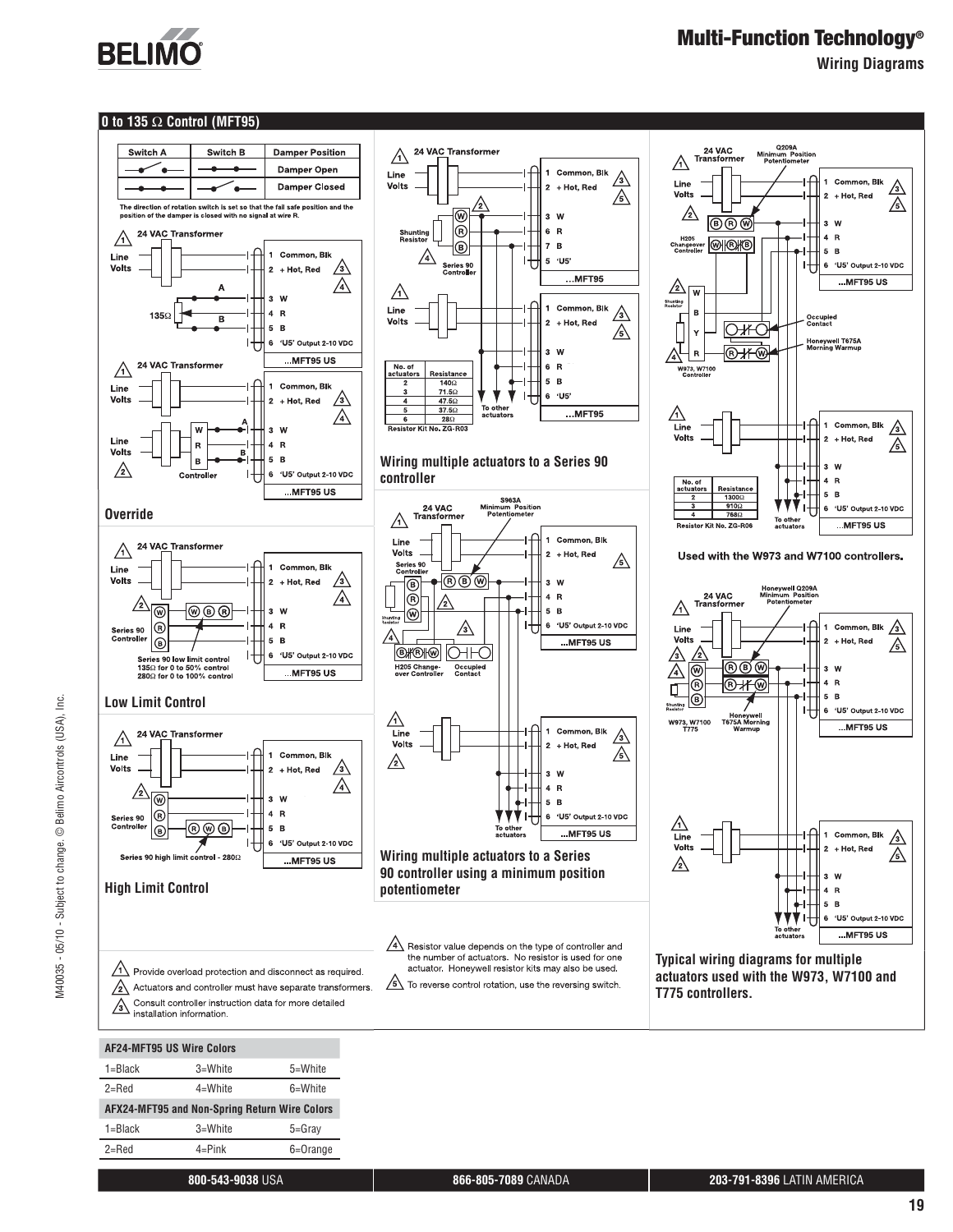## 0 to 135 Ω Control (MFT95)

| Switch A | Switch B | Damper Position |
|---|---|---|
| (open) | (closed) | Damper Open |
| (closed) | (open) | Damper Closed |

The direction of rotation switch is set so that the fail safe position and the position of the damper is closed with no signal at wire R.

24 VAC Transformer — Line Volts — 135Ω — A — B — 1 Common, Blk; 2 + Hot, Red; 3 W; 4 R; 5 B; 6 'U5' Output 2-10 VDC — ...MFT95 US

24 VAC Transformer — Line Volts — Controller (W, R, B) — A — B — 1 Common, Blk; 2 + Hot, Red; 3 W; 4 R; 5 B; 6 'U5' Output 2-10 VDC — ...MFT95 US

### Override

24 VAC Transformer — Line Volts — Series 90 Controller (W, R, B) — 1 Common, Blk; 2 + Hot, Red; 3 W; 4 R; 5 B; 6 'U5' Output 2-10 VDC — ...MFT95 US

Series 90 low limit control
135Ω for 0 to 50% control
280Ω for 0 to 100% control

### Low Limit Control

24 VAC Transformer — Line Volts — Series 90 Controller (W, R, B) — 1 Common, Blk; 2 + Hot, Red; 3 W; 4 R; 5 B; 6 'U5' Output 2-10 VDC — ...MFT95 US

Series 90 high limit control - 280Ω

### High Limit Control

24 VAC Transformer — Line Volts — Shunting Resistor — Series 90 Controller (W, R, B) — 1 Common, Blk; 2 + Hot, Red; 3 W; 6 R; 7 B; 5 'U5' — ...MFT95

Line Volts — 1 Common, Blk; 2 + Hot, Red; 3 W; 6 R; 5 B; 6 'U5' — ...MFT95 — To other actuators

| No. of actuators | Resistance |
|---|---|
| 2 | 140Ω |
| 3 | 71.5Ω |
| 4 | 47.5Ω |
| 5 | 37.5Ω |
| 6 | 28Ω |

Resistor Kit No. ZG-R03

### Wiring multiple actuators to a Series 90 controller

24 VAC Transformer — S963A Minimum Position Potentiometer — Line Volts — Series 90 Controller — Shunting Resistor — H205 Change-over Controller — Occupied Contact — 1 Common, Blk; 2 + Hot, Red; 3 W; 4 R; 5 B; 6 'U5' Output 2-10 VDC — ...MFT95 US

Line Volts — 1 Common, Blk; 2 + Hot, Red; 3 W; 4 R; 5 B; 6 'U5' Output 2-10 VDC — To other actuators — ...MFT95 US

### Wiring multiple actuators to a Series 90 controller using a minimum position potentiometer

24 VAC Transformer — Q209A Minimum Position Potentiometer — Line Volts — H205 Changeover Controller — Shunting Resistor — W973, W7100 Controller — Occupied Contact — Honeywell T675A Morning Warmup — 1 Common, Blk; 2 + Hot, Red; 3 W; 4 R; 5 B; 6 'U5' Output 2-10 VDC — ...MFT95 US

Line Volts — 1 Common, Blk; 2 + Hot, Red; 3 W; 4 R; 5 B; 6 'U5' Output 2-10 VDC — To other actuators — ...MFT95 US

| No. of actuators | Resistance |
|---|---|
| 2 | 1300Ω |
| 3 | 910Ω |
| 4 | 768Ω |

Resistor Kit No. ZG-R06

Used with the W973 and W7100 controllers.

24 VAC Transformer — Honeywell Q209A Minimum Position Potentiometer — Line Volts — Shunting Resistor — W973, W7100 T775 — Honeywell T675A Morning Warmup — 1 Common, Blk; 2 + Hot, Red; 3 W; 4 R; 5 B; 6 'U5' Output 2-10 VDC — ...MFT95 US

Line Volts — 1 Common, Blk; 2 + Hot, Red; 3 W; 4 R; 5 B; 6 'U5' Output 2-10 VDC — To other actuators — ...MFT95 US

### Typical wiring diagrams for multiple actuators used with the W973, W7100 and T775 controllers.

1. Provide overload protection and disconnect as required.
2. Actuators and controller must have separate transformers.
3. Consult controller instruction data for more detailed installation information.
4. Resistor value depends on the type of controller and the number of actuators. No resistor is used for one actuator. Honeywell resistor kits may also be used.
5. To reverse control rotation, use the reversing switch.

| AF24-MFT95 US Wire Colors | | |
|---|---|---|
| 1=Black | 3=White | 5=White |
| 2=Red | 4=White | 6=White |
| **AFX24-MFT95 and Non-Spring Return Wire Colors** | | |
| 1=Black | 3=White | 5=Gray |
| 2=Red | 4=Pink | 6=Orange |

M40035 - 05/10 - Subject to change. © Belimo Aircontrols (USA), Inc.

**800-543-9038** USA | **866-805-7089** CANADA | **203-791-8396** LATIN AMERICA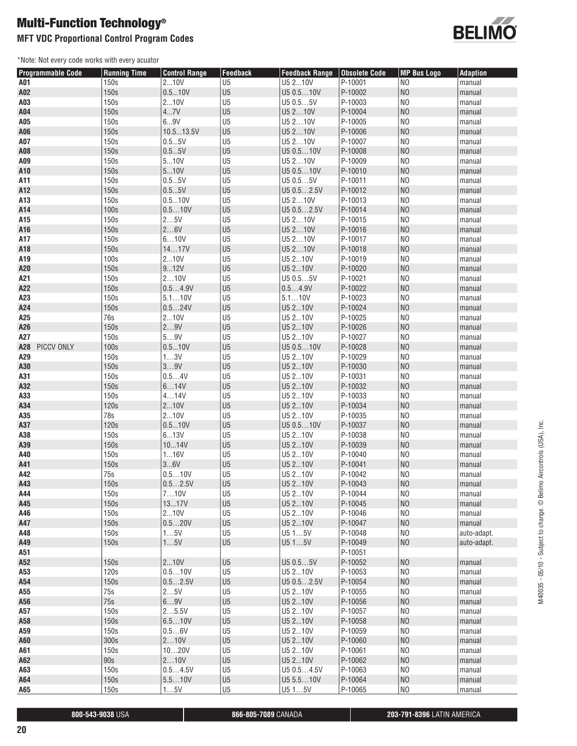# Multi-Function Technology®

## MFT VDC Proportional Control Program Codes

*Note: Not every code works with every acuator

| Programmable Code | Running Time | Control Range | Feedback | Feedback Range | Obsolete Code | MP Bus Logo | Adaption |
|---|---|---|---|---|---|---|---|
| A01 | 150s | 2...10V | U5 | U5 2...10V | P-10001 | NO | manual |
| A02 | 150s | 0.5...10V | U5 | U5 0.5…10V | P-10002 | NO | manual |
| A03 | 150s | 2...10V | U5 | U5 0.5…5V | P-10003 | NO | manual |
| A04 | 150s | 4...7V | U5 | U5 2…10V | P-10004 | NO | manual |
| A05 | 150s | 6...9V | U5 | U5 2…10V | P-10005 | NO | manual |
| A06 | 150s | 10.5...13.5V | U5 | U5 2…10V | P-10006 | NO | manual |
| A07 | 150s | 0.5...5V | U5 | U5 2…10V | P-10007 | NO | manual |
| A08 | 150s | 0.5...5V | U5 | U5 0.5…10V | P-10008 | NO | manual |
| A09 | 150s | 5...10V | U5 | U5 2…10V | P-10009 | NO | manual |
| A10 | 150s | 5...10V | U5 | U5 0.5…10V | P-10010 | NO | manual |
| A11 | 150s | 0.5...5V | U5 | U5 0.5…5V | P-10011 | NO | manual |
| A12 | 150s | 0.5...5V | U5 | U5 0.5…2.5V | P-10012 | NO | manual |
| A13 | 150s | 0.5...10V | U5 | U5 2…10V | P-10013 | NO | manual |
| A14 | 100s | 0.5…10V | U5 | U5 0.5…2.5V | P-10014 | NO | manual |
| A15 | 150s | 2…5V | U5 | U5 2…10V | P-10015 | NO | manual |
| A16 | 150s | 2…6V | U5 | U5 2…10V | P-10016 | NO | manual |
| A17 | 150s | 6…10V | U5 | U5 2…10V | P-10017 | NO | manual |
| A18 | 150s | 14…17V | U5 | U5 2…10V | P-10018 | NO | manual |
| A19 | 100s | 2...10V | U5 | U5 2...10V | P-10019 | NO | manual |
| A20 | 150s | 9...12V | U5 | U5 2...10V | P-10020 | NO | manual |
| A21 | 150s | 2…10V | U5 | U5 0.5…5V | P-10021 | NO | manual |
| A22 | 150s | 0.5…4.9V | U5 | 0.5…4.9V | P-10022 | NO | manual |
| A23 | 150s | 5.1…10V | U5 | 5.1…10V | P-10023 | NO | manual |
| A24 | 150s | 0.5…24V | U5 | U5 2...10V | P-10024 | NO | manual |
| A25 | 76s | 2...10V | U5 | U5 2...10V | P-10025 | NO | manual |
| A26 | 150s | 2…9V | U5 | U5 2...10V | P-10026 | NO | manual |
| A27 | 150s | 5...9V | U5 | U5 2...10V | P-10027 | NO | manual |
| A28 PICCV ONLY | 100s | 0.5...10V | U5 | U5 0.5…10V | P-10028 | NO | manual |
| A29 | 150s | 1…3V | U5 | U5 2...10V | P-10029 | NO | manual |
| A30 | 150s | 3…9V | U5 | U5 2...10V | P-10030 | NO | manual |
| A31 | 150s | 0.5…4V | U5 | U5 2...10V | P-10031 | NO | manual |
| A32 | 150s | 6…14V | U5 | U5 2...10V | P-10032 | NO | manual |
| A33 | 150s | 4…14V | U5 | U5 2...10V | P-10033 | NO | manual |
| A34 | 120s | 2...10V | U5 | U5 2...10V | P-10034 | NO | manual |
| A35 | 78s | 2...10V | U5 | U5 2...10V | P-10035 | NO | manual |
| A37 | 120s | 0.5...10V | U5 | U5 0.5…10V | P-10037 | NO | manual |
| A38 | 150s | 6...13V | U5 | U5 2...10V | P-10038 | NO | manual |
| A39 | 150s | 10...14V | U5 | U5 2...10V | P-10039 | NO | manual |
| A40 | 150s | 1...16V | U5 | U5 2...10V | P-10040 | NO | manual |
| A41 | 150s | 3...6V | U5 | U5 2...10V | P-10041 | NO | manual |
| A42 | 75s | 0.5…10V | U5 | U5 2...10V | P-10042 | NO | manual |
| A43 | 150s | 0.5…2.5V | U5 | U5 2...10V | P-10043 | NO | manual |
| A44 | 150s | 7…10V | U5 | U5 2...10V | P-10044 | NO | manual |
| A45 | 150s | 13...17V | U5 | U5 2...10V | P-10045 | NO | manual |
| A46 | 150s | 2...10V | U5 | U5 2...10V | P-10046 | NO | manual |
| A47 | 150s | 0.5…20V | U5 | U5 2...10V | P-10047 | NO | manual |
| A48 | 150s | 1…5V | U5 | U5 1…5V | P-10048 | NO | auto-adapt. |
| A49 | 150s | 1…5V | U5 | U5 1…5V | P-10049 | NO | auto-adapt. |
| A51 | | | | | P-10051 | | |
| A52 | 150s | 2...10V | U5 | U5 0.5…5V | P-10052 | NO | manual |
| A53 | 120s | 0.5…10V | U5 | U5 2...10V | P-10053 | NO | manual |
| A54 | 150s | 0.5…2.5V | U5 | U5 0.5…2.5V | P-10054 | NO | manual |
| A55 | 75s | 2…5V | U5 | U5 2...10V | P-10055 | NO | manual |
| A56 | 75s | 6…9V | U5 | U5 2...10V | P-10056 | NO | manual |
| A57 | 150s | 2…5.5V | U5 | U5 2...10V | P-10057 | NO | manual |
| A58 | 150s | 6.5…10V | U5 | U5 2...10V | P-10058 | NO | manual |
| A59 | 150s | 0.5…6V | U5 | U5 2...10V | P-10059 | NO | manual |
| A60 | 300s | 2…10V | U5 | U5 2...10V | P-10060 | NO | manual |
| A61 | 150s | 10…20V | U5 | U5 2...10V | P-10061 | NO | manual |
| A62 | 90s | 2…10V | U5 | U5 2...10V | P-10062 | NO | manual |
| A63 | 150s | 0.5…4.5V | U5 | U5 0.5…4.5V | P-10063 | NO | manual |
| A64 | 150s | 5.5…10V | U5 | U5 5.5…10V | P-10064 | NO | manual |
| A65 | 150s | 1…5V | U5 | U5 1…5V | P-10065 | NO | manual |

**800-543-9038** USA | **866-805-7089** CANADA | **203-791-8396** LATIN AMERICA

M40035 - 05/10 - Subject to change. © Belimo Aircontrols (USA), Inc.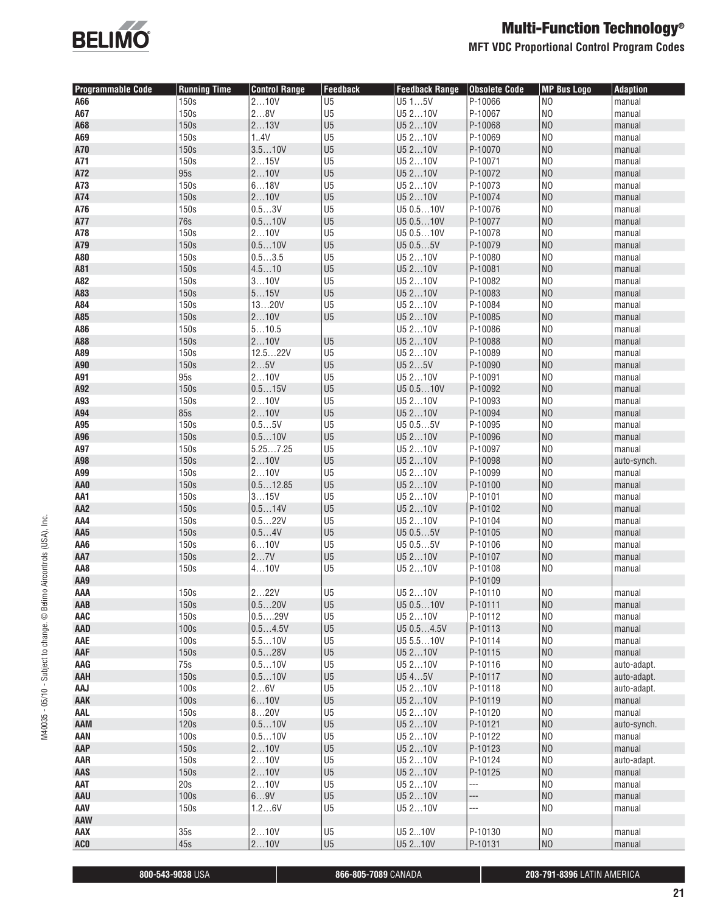# Multi-Function Technology®

## MFT VDC Proportional Control Program Codes

| Programmable Code | Running Time | Control Range | Feedback | Feedback Range | Obsolete Code | MP Bus Logo | Adaption |
|---|---|---|---|---|---|---|---|
| A66 | 150s | 2…10V | U5 | U5 1…5V | P-10066 | NO | manual |
| A67 | 150s | 2…8V | U5 | U5 2…10V | P-10067 | NO | manual |
| A68 | 150s | 2…13V | U5 | U5 2…10V | P-10068 | NO | manual |
| A69 | 150s | 1..4V | U5 | U5 2…10V | P-10069 | NO | manual |
| A70 | 150s | 3.5…10V | U5 | U5 2…10V | P-10070 | NO | manual |
| A71 | 150s | 2…15V | U5 | U5 2…10V | P-10071 | NO | manual |
| A72 | 95s | 2…10V | U5 | U5 2…10V | P-10072 | NO | manual |
| A73 | 150s | 6…18V | U5 | U5 2…10V | P-10073 | NO | manual |
| A74 | 150s | 2…10V | U5 | U5 2…10V | P-10074 | NO | manual |
| A76 | 150s | 0.5…3V | U5 | U5 0.5…10V | P-10076 | NO | manual |
| A77 | 76s | 0.5…10V | U5 | U5 0.5…10V | P-10077 | NO | manual |
| A78 | 150s | 2…10V | U5 | U5 0.5…10V | P-10078 | NO | manual |
| A79 | 150s | 0.5…10V | U5 | U5 0.5…5V | P-10079 | NO | manual |
| A80 | 150s | 0.5…3.5 | U5 | U5 2…10V | P-10080 | NO | manual |
| A81 | 150s | 4.5…10 | U5 | U5 2…10V | P-10081 | NO | manual |
| A82 | 150s | 3…10V | U5 | U5 2…10V | P-10082 | NO | manual |
| A83 | 150s | 5…15V | U5 | U5 2…10V | P-10083 | NO | manual |
| A84 | 150s | 13…20V | U5 | U5 2…10V | P-10084 | NO | manual |
| A85 | 150s | 2…10V | U5 | U5 2…10V | P-10085 | NO | manual |
| A86 | 150s | 5…10.5 | | U5 2…10V | P-10086 | NO | manual |
| A88 | 150s | 2…10V | U5 | U5 2…10V | P-10088 | NO | manual |
| A89 | 150s | 12.5…22V | U5 | U5 2…10V | P-10089 | NO | manual |
| A90 | 150s | 2…5V | U5 | U5 2…5V | P-10090 | NO | manual |
| A91 | 95s | 2…10V | U5 | U5 2…10V | P-10091 | NO | manual |
| A92 | 150s | 0.5…15V | U5 | U5 0.5…10V | P-10092 | NO | manual |
| A93 | 150s | 2…10V | U5 | U5 2…10V | P-10093 | NO | manual |
| A94 | 85s | 2…10V | U5 | U5 2…10V | P-10094 | NO | manual |
| A95 | 150s | 0.5…5V | U5 | U5 0.5…5V | P-10095 | NO | manual |
| A96 | 150s | 0.5…10V | U5 | U5 2…10V | P-10096 | NO | manual |
| A97 | 150s | 5.25…7.25 | U5 | U5 2…10V | P-10097 | NO | manual |
| A98 | 150s | 2…10V | U5 | U5 2…10V | P-10098 | NO | auto-synch. |
| A99 | 150s | 2…10V | U5 | U5 2…10V | P-10099 | NO | manual |
| AA0 | 150s | 0.5…12.85 | U5 | U5 2…10V | P-10100 | NO | manual |
| AA1 | 150s | 3…15V | U5 | U5 2…10V | P-10101 | NO | manual |
| AA2 | 150s | 0.5…14V | U5 | U5 2…10V | P-10102 | NO | manual |
| AA4 | 150s | 0.5…22V | U5 | U5 2…10V | P-10104 | NO | manual |
| AA5 | 150s | 0.5…4V | U5 | U5 0.5…5V | P-10105 | NO | manual |
| AA6 | 150s | 6…10V | U5 | U5 0.5…5V | P-10106 | NO | manual |
| AA7 | 150s | 2…7V | U5 | U5 2…10V | P-10107 | NO | manual |
| AA8 | 150s | 4…10V | U5 | U5 2…10V | P-10108 | NO | manual |
| AA9 | | | | | P-10109 | | |
| AAA | 150s | 2…22V | U5 | U5 2…10V | P-10110 | NO | manual |
| AAB | 150s | 0.5…20V | U5 | U5 0.5…10V | P-10111 | NO | manual |
| AAC | 150s | 0.5….29V | U5 | U5 2…10V | P-10112 | NO | manual |
| AAD | 100s | 0.5…4.5V | U5 | U5 0.5…4.5V | P-10113 | NO | manual |
| AAE | 100s | 5.5…10V | U5 | U5 5.5…10V | P-10114 | NO | manual |
| AAF | 150s | 0.5…28V | U5 | U5 2…10V | P-10115 | NO | manual |
| AAG | 75s | 0.5…10V | U5 | U5 2…10V | P-10116 | NO | auto-adapt. |
| AAH | 150s | 0.5…10V | U5 | U5 4…5V | P-10117 | NO | auto-adapt. |
| AAJ | 100s | 2…6V | U5 | U5 2…10V | P-10118 | NO | auto-adapt. |
| AAK | 100s | 6…10V | U5 | U5 2…10V | P-10119 | NO | manual |
| AAL | 150s | 8…20V | U5 | U5 2…10V | P-10120 | NO | manual |
| AAM | 120s | 0.5…10V | U5 | U5 2…10V | P-10121 | NO | auto-synch. |
| AAN | 100s | 0.5…10V | U5 | U5 2…10V | P-10122 | NO | manual |
| AAP | 150s | 2…10V | U5 | U5 2…10V | P-10123 | NO | manual |
| AAR | 150s | 2…10V | U5 | U5 2…10V | P-10124 | NO | auto-adapt. |
| AAS | 150s | 2…10V | U5 | U5 2…10V | P-10125 | NO | manual |
| AAT | 20s | 2…10V | U5 | U5 2…10V | --- | NO | manual |
| AAU | 100s | 6…9V | U5 | U5 2…10V | --- | NO | manual |
| AAV | 150s | 1.2…6V | U5 | U5 2…10V | --- | NO | manual |
| AAW | | | | | | | |
| AAX | 35s | 2…10V | U5 | U5 2...10V | P-10130 | NO | manual |
| AC0 | 45s | 2…10V | U5 | U5 2...10V | P-10131 | NO | manual |

M40035 - 05/10 - Subject to change. © Belimo Aircontrols (USA), Inc.

**800-543-9038** USA | **866-805-7089** CANADA | **203-791-8396** LATIN AMERICA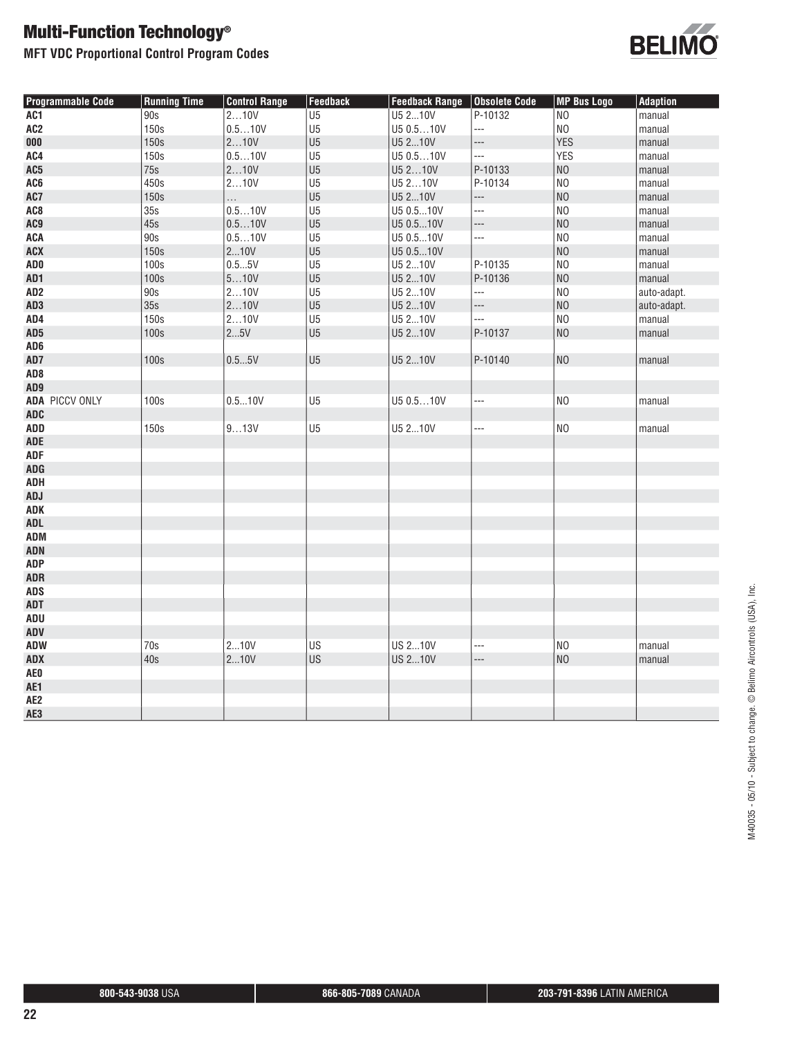# Multi-Function Technology®

**MFT VDC Proportional Control Program Codes**

| Programmable Code | Running Time | Control Range | Feedback | Feedback Range | Obsolete Code | MP Bus Logo | Adaption |
|---|---|---|---|---|---|---|---|
| AC1 | 90s | 2…10V | U5 | U5 2...10V | P-10132 | NO | manual |
| AC2 | 150s | 0.5…10V | U5 | U5 0.5…10V | --- | NO | manual |
| 000 | 150s | 2…10V | U5 | U5 2...10V | --- | YES | manual |
| AC4 | 150s | 0.5…10V | U5 | U5 0.5…10V | --- | YES | manual |
| AC5 | 75s | 2…10V | U5 | U5 2…10V | P-10133 | NO | manual |
| AC6 | 450s | 2…10V | U5 | U5 2…10V | P-10134 | NO | manual |
| AC7 | 150s | … | U5 | U5 2...10V | --- | NO | manual |
| AC8 | 35s | 0.5…10V | U5 | U5 0.5...10V | --- | NO | manual |
| AC9 | 45s | 0.5…10V | U5 | U5 0.5...10V | --- | NO | manual |
| ACA | 90s | 0.5…10V | U5 | U5 0.5...10V | --- | NO | manual |
| ACX | 150s | 2...10V | U5 | U5 0.5...10V | | NO | manual |
| AD0 | 100s | 0.5...5V | U5 | U5 2...10V | P-10135 | NO | manual |
| AD1 | 100s | 5…10V | U5 | U5 2...10V | P-10136 | NO | manual |
| AD2 | 90s | 2…10V | U5 | U5 2...10V | --- | NO | auto-adapt. |
| AD3 | 35s | 2…10V | U5 | U5 2...10V | --- | NO | auto-adapt. |
| AD4 | 150s | 2…10V | U5 | U5 2...10V | --- | NO | manual |
| AD5 | 100s | 2...5V | U5 | U5 2...10V | P-10137 | NO | manual |
| AD6 | | | | | | | |
| AD7 | 100s | 0.5...5V | U5 | U5 2...10V | P-10140 | NO | manual |
| AD8 | | | | | | | |
| AD9 | | | | | | | |
| ADA PICCV ONLY | 100s | 0.5...10V | U5 | U5 0.5…10V | --- | NO | manual |
| ADC | | | | | | | |
| ADD | 150s | 9…13V | U5 | U5 2...10V | --- | NO | manual |
| ADE | | | | | | | |
| ADF | | | | | | | |
| ADG | | | | | | | |
| ADH | | | | | | | |
| ADJ | | | | | | | |
| ADK | | | | | | | |
| ADL | | | | | | | |
| ADM | | | | | | | |
| ADN | | | | | | | |
| ADP | | | | | | | |
| ADR | | | | | | | |
| ADS | | | | | | | |
| ADT | | | | | | | |
| ADU | | | | | | | |
| ADV | | | | | | | |
| ADW | 70s | 2...10V | US | US 2...10V | --- | NO | manual |
| ADX | 40s | 2...10V | US | US 2...10V | --- | NO | manual |
| AE0 | | | | | | | |
| AE1 | | | | | | | |
| AE2 | | | | | | | |
| AE3 | | | | | | | |

M40035 - 05/10 - Subject to change. © Belimo Aircontrols (USA), Inc.

**800-543-9038** USA | **866-805-7089** CANADA | **203-791-8396** LATIN AMERICA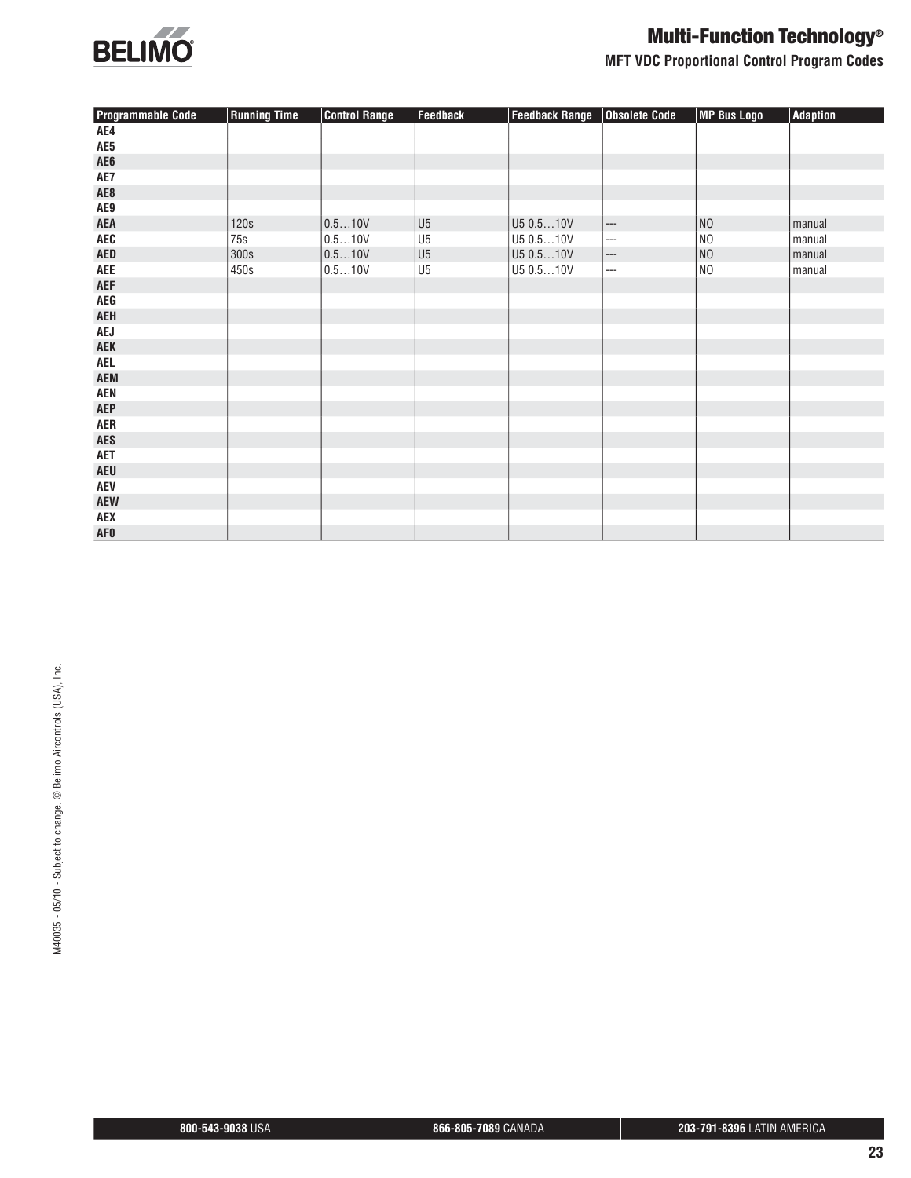# Multi-Function Technology®

## MFT VDC Proportional Control Program Codes

| Programmable Code | Running Time | Control Range | Feedback | Feedback Range | Obsolete Code | MP Bus Logo | Adaption |
|---|---|---|---|---|---|---|---|
| AE4 | | | | | | | |
| AE5 | | | | | | | |
| AE6 | | | | | | | |
| AE7 | | | | | | | |
| AE8 | | | | | | | |
| AE9 | | | | | | | |
| AEA | 120s | 0.5…10V | U5 | U5 0.5…10V | --- | NO | manual |
| AEC | 75s | 0.5…10V | U5 | U5 0.5…10V | --- | NO | manual |
| AED | 300s | 0.5…10V | U5 | U5 0.5…10V | --- | NO | manual |
| AEE | 450s | 0.5…10V | U5 | U5 0.5…10V | --- | NO | manual |
| AEF | | | | | | | |
| AEG | | | | | | | |
| AEH | | | | | | | |
| AEJ | | | | | | | |
| AEK | | | | | | | |
| AEL | | | | | | | |
| AEM | | | | | | | |
| AEN | | | | | | | |
| AEP | | | | | | | |
| AER | | | | | | | |
| AES | | | | | | | |
| AET | | | | | | | |
| AEU | | | | | | | |
| AEV | | | | | | | |
| AEW | | | | | | | |
| AEX | | | | | | | |
| AF0 | | | | | | | |

M40035 - 05/10 - Subject to change. © Belimo Aircontrols (USA), Inc.

**800-543-9038** USA | **866-805-7089** CANADA | **203-791-8396** LATIN AMERICA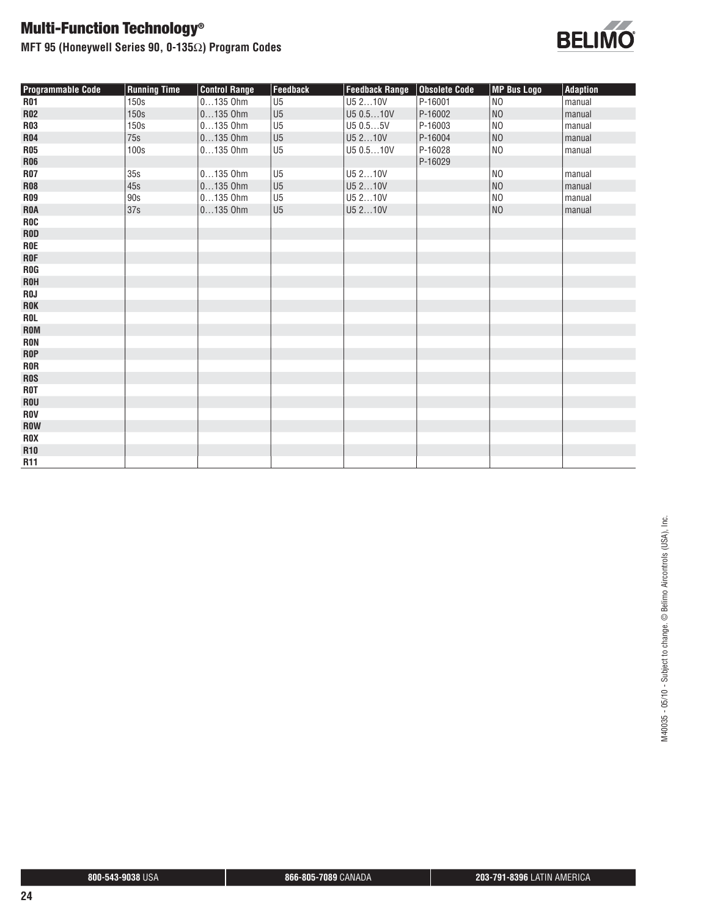# Multi-Function Technology®

**MFT 95 (Honeywell Series 90, 0-135Ω) Program Codes**

| Programmable Code | Running Time | Control Range | Feedback | Feedback Range | Obsolete Code | MP Bus Logo | Adaption |
|---|---|---|---|---|---|---|---|
| **R01** | 150s | 0…135 Ohm | U5 | U5 2…10V | P-16001 | NO | manual |
| **R02** | 150s | 0…135 Ohm | U5 | U5 0.5…10V | P-16002 | NO | manual |
| **R03** | 150s | 0…135 Ohm | U5 | U5 0.5…5V | P-16003 | NO | manual |
| **R04** | 75s | 0…135 Ohm | U5 | U5 2…10V | P-16004 | NO | manual |
| **R05** | 100s | 0…135 Ohm | U5 | U5 0.5…10V | P-16028 | NO | manual |
| **R06** | | | | | P-16029 | | |
| **R07** | 35s | 0…135 Ohm | U5 | U5 2…10V | | NO | manual |
| **R08** | 45s | 0…135 Ohm | U5 | U5 2…10V | | NO | manual |
| **R09** | 90s | 0…135 Ohm | U5 | U5 2…10V | | NO | manual |
| **R0A** | 37s | 0…135 Ohm | U5 | U5 2…10V | | NO | manual |
| **R0C** | | | | | | | |
| **R0D** | | | | | | | |
| **R0E** | | | | | | | |
| **R0F** | | | | | | | |
| **R0G** | | | | | | | |
| **R0H** | | | | | | | |
| **R0J** | | | | | | | |
| **R0K** | | | | | | | |
| **R0L** | | | | | | | |
| **R0M** | | | | | | | |
| **R0N** | | | | | | | |
| **R0P** | | | | | | | |
| **R0R** | | | | | | | |
| **R0S** | | | | | | | |
| **R0T** | | | | | | | |
| **R0U** | | | | | | | |
| **R0V** | | | | | | | |
| **R0W** | | | | | | | |
| **R0X** | | | | | | | |
| **R10** | | | | | | | |
| **R11** | | | | | | | |

M40035 - 05/10 - Subject to change. © Belimo Aircontrols (USA), Inc.

**800-543-9038** USA | **866-805-7089** CANADA | **203-791-8396** LATIN AMERICA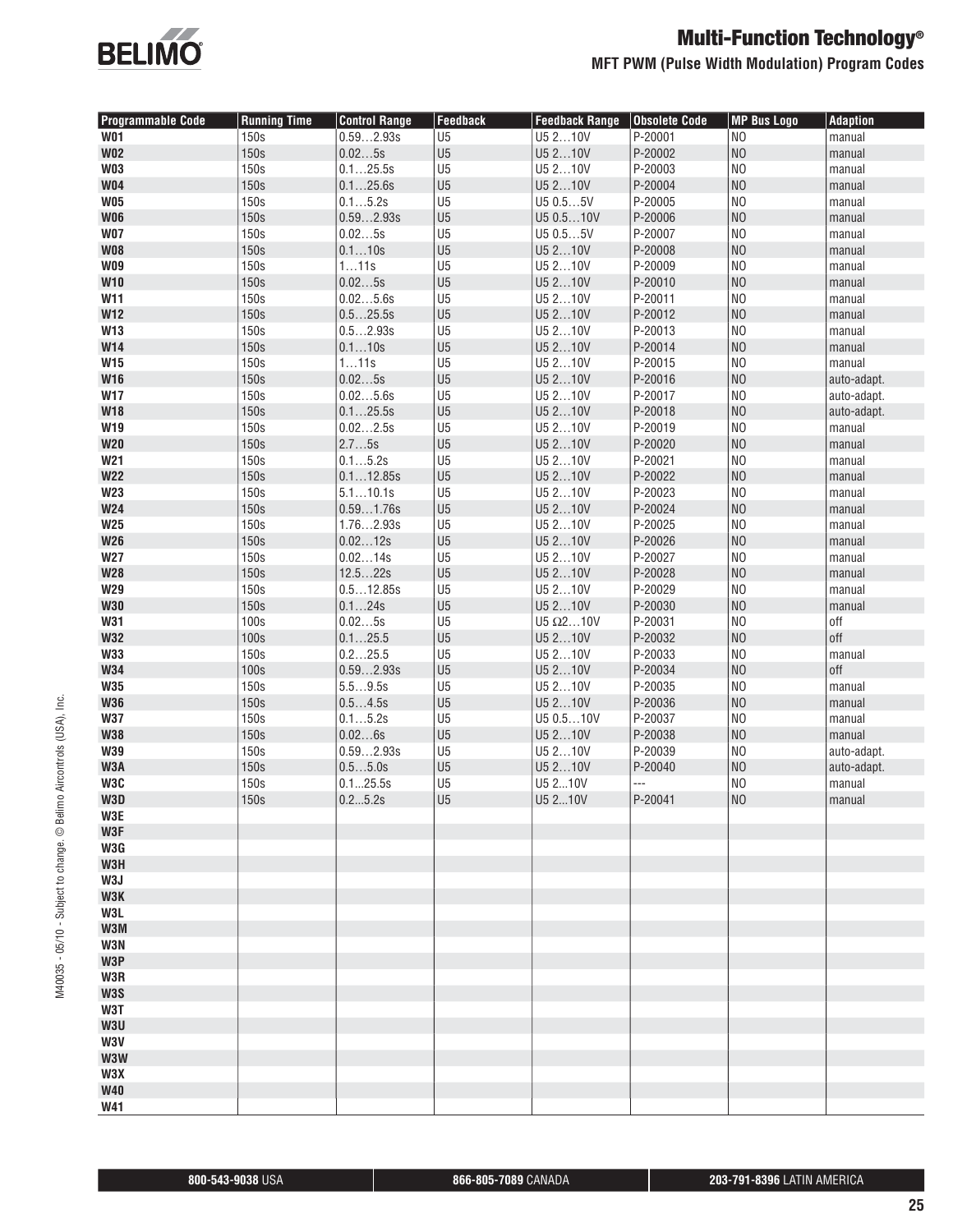# Multi-Function Technology®

## MFT PWM (Pulse Width Modulation) Program Codes

| Programmable Code | Running Time | Control Range | Feedback | Feedback Range | Obsolete Code | MP Bus Logo | Adaption |
|---|---|---|---|---|---|---|---|
| W01 | 150s | 0.59…2.93s | U5 | U5 2…10V | P-20001 | NO | manual |
| W02 | 150s | 0.02…5s | U5 | U5 2…10V | P-20002 | NO | manual |
| W03 | 150s | 0.1…25.5s | U5 | U5 2…10V | P-20003 | NO | manual |
| W04 | 150s | 0.1…25.6s | U5 | U5 2…10V | P-20004 | NO | manual |
| W05 | 150s | 0.1…5.2s | U5 | U5 0.5…5V | P-20005 | NO | manual |
| W06 | 150s | 0.59…2.93s | U5 | U5 0.5…10V | P-20006 | NO | manual |
| W07 | 150s | 0.02…5s | U5 | U5 0.5…5V | P-20007 | NO | manual |
| W08 | 150s | 0.1…10s | U5 | U5 2…10V | P-20008 | NO | manual |
| W09 | 150s | 1…11s | U5 | U5 2…10V | P-20009 | NO | manual |
| W10 | 150s | 0.02…5s | U5 | U5 2…10V | P-20010 | NO | manual |
| W11 | 150s | 0.02…5.6s | U5 | U5 2…10V | P-20011 | NO | manual |
| W12 | 150s | 0.5…25.5s | U5 | U5 2…10V | P-20012 | NO | manual |
| W13 | 150s | 0.5…2.93s | U5 | U5 2…10V | P-20013 | NO | manual |
| W14 | 150s | 0.1…10s | U5 | U5 2…10V | P-20014 | NO | manual |
| W15 | 150s | 1…11s | U5 | U5 2…10V | P-20015 | NO | manual |
| W16 | 150s | 0.02…5s | U5 | U5 2…10V | P-20016 | NO | auto-adapt. |
| W17 | 150s | 0.02…5.6s | U5 | U5 2…10V | P-20017 | NO | auto-adapt. |
| W18 | 150s | 0.1…25.5s | U5 | U5 2…10V | P-20018 | NO | auto-adapt. |
| W19 | 150s | 0.02…2.5s | U5 | U5 2…10V | P-20019 | NO | manual |
| W20 | 150s | 2.7…5s | U5 | U5 2…10V | P-20020 | NO | manual |
| W21 | 150s | 0.1…5.2s | U5 | U5 2…10V | P-20021 | NO | manual |
| W22 | 150s | 0.1…12.85s | U5 | U5 2…10V | P-20022 | NO | manual |
| W23 | 150s | 5.1…10.1s | U5 | U5 2…10V | P-20023 | NO | manual |
| W24 | 150s | 0.59…1.76s | U5 | U5 2…10V | P-20024 | NO | manual |
| W25 | 150s | 1.76…2.93s | U5 | U5 2…10V | P-20025 | NO | manual |
| W26 | 150s | 0.02…12s | U5 | U5 2…10V | P-20026 | NO | manual |
| W27 | 150s | 0.02…14s | U5 | U5 2…10V | P-20027 | NO | manual |
| W28 | 150s | 12.5…22s | U5 | U5 2…10V | P-20028 | NO | manual |
| W29 | 150s | 0.5…12.85s | U5 | U5 2…10V | P-20029 | NO | manual |
| W30 | 150s | 0.1…24s | U5 | U5 2…10V | P-20030 | NO | manual |
| W31 | 100s | 0.02…5s | U5 | U5 Ω2…10V | P-20031 | NO | off |
| W32 | 100s | 0.1…25.5 | U5 | U5 2…10V | P-20032 | NO | off |
| W33 | 150s | 0.2…25.5 | U5 | U5 2…10V | P-20033 | NO | manual |
| W34 | 100s | 0.59…2.93s | U5 | U5 2…10V | P-20034 | NO | off |
| W35 | 150s | 5.5…9.5s | U5 | U5 2…10V | P-20035 | NO | manual |
| W36 | 150s | 0.5…4.5s | U5 | U5 2…10V | P-20036 | NO | manual |
| W37 | 150s | 0.1…5.2s | U5 | U5 0.5…10V | P-20037 | NO | manual |
| W38 | 150s | 0.02…6s | U5 | U5 2…10V | P-20038 | NO | manual |
| W39 | 150s | 0.59…2.93s | U5 | U5 2…10V | P-20039 | NO | auto-adapt. |
| W3A | 150s | 0.5…5.0s | U5 | U5 2…10V | P-20040 | NO | auto-adapt. |
| W3C | 150s | 0.1...25.5s | U5 | U5 2...10V | --- | NO | manual |
| W3D | 150s | 0.2...5.2s | U5 | U5 2...10V | P-20041 | NO | manual |
| W3E | | | | | | | |
| W3F | | | | | | | |
| W3G | | | | | | | |
| W3H | | | | | | | |
| W3J | | | | | | | |
| W3K | | | | | | | |
| W3L | | | | | | | |
| W3M | | | | | | | |
| W3N | | | | | | | |
| W3P | | | | | | | |
| W3R | | | | | | | |
| W3S | | | | | | | |
| W3T | | | | | | | |
| W3U | | | | | | | |
| W3V | | | | | | | |
| W3W | | | | | | | |
| W3X | | | | | | | |
| W40 | | | | | | | |
| W41 | | | | | | | |

M40035 - 05/10 - Subject to change. © Belimo Aircontrols (USA), Inc.

**800-543-9038** USA | **866-805-7089** CANADA | **203-791-8396** LATIN AMERICA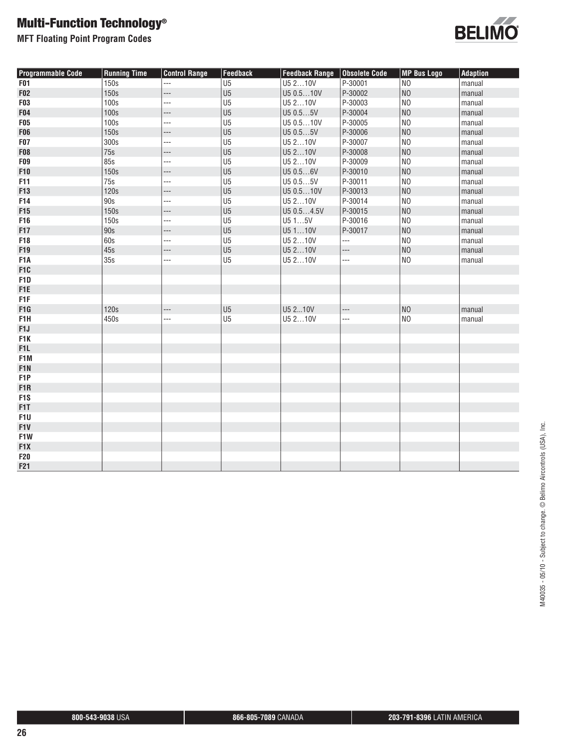# Multi-Function Technology®

## MFT Floating Point Program Codes

| Programmable Code | Running Time | Control Range | Feedback | Feedback Range | Obsolete Code | MP Bus Logo | Adaption |
|---|---|---|---|---|---|---|---|
| F01 | 150s | --- | U5 | U5 2…10V | P-30001 | NO | manual |
| F02 | 150s | --- | U5 | U5 0.5…10V | P-30002 | NO | manual |
| F03 | 100s | --- | U5 | U5 2…10V | P-30003 | NO | manual |
| F04 | 100s | --- | U5 | U5 0.5…5V | P-30004 | NO | manual |
| F05 | 100s | --- | U5 | U5 0.5…10V | P-30005 | NO | manual |
| F06 | 150s | --- | U5 | U5 0.5…5V | P-30006 | NO | manual |
| F07 | 300s | --- | U5 | U5 2…10V | P-30007 | NO | manual |
| F08 | 75s | --- | U5 | U5 2…10V | P-30008 | NO | manual |
| F09 | 85s | --- | U5 | U5 2…10V | P-30009 | NO | manual |
| F10 | 150s | --- | U5 | U5 0.5…6V | P-30010 | NO | manual |
| F11 | 75s | --- | U5 | U5 0.5…5V | P-30011 | NO | manual |
| F13 | 120s | --- | U5 | U5 0.5…10V | P-30013 | NO | manual |
| F14 | 90s | --- | U5 | U5 2…10V | P-30014 | NO | manual |
| F15 | 150s | --- | U5 | U5 0.5…4.5V | P-30015 | NO | manual |
| F16 | 150s | --- | U5 | U5 1…5V | P-30016 | NO | manual |
| F17 | 90s | --- | U5 | U5 1…10V | P-30017 | NO | manual |
| F18 | 60s | --- | U5 | U5 2…10V | --- | NO | manual |
| F19 | 45s | --- | U5 | U5 2…10V | --- | NO | manual |
| F1A | 35s | --- | U5 | U5 2…10V | --- | NO | manual |
| F1C | | | | | | | |
| F1D | | | | | | | |
| F1E | | | | | | | |
| F1F | | | | | | | |
| F1G | 120s | --- | U5 | U5 2...10V | --- | NO | manual |
| F1H | 450s | --- | U5 | U5 2…10V | --- | NO | manual |
| F1J | | | | | | | |
| F1K | | | | | | | |
| F1L | | | | | | | |
| F1M | | | | | | | |
| F1N | | | | | | | |
| F1P | | | | | | | |
| F1R | | | | | | | |
| F1S | | | | | | | |
| F1T | | | | | | | |
| F1U | | | | | | | |
| F1V | | | | | | | |
| F1W | | | | | | | |
| F1X | | | | | | | |
| F20 | | | | | | | |
| F21 | | | | | | | |

M40035 - 05/10 - Subject to change. © Belimo Aircontrols (USA), Inc.

**800-543-9038** USA | **866-805-7089** CANADA | **203-791-8396** LATIN AMERICA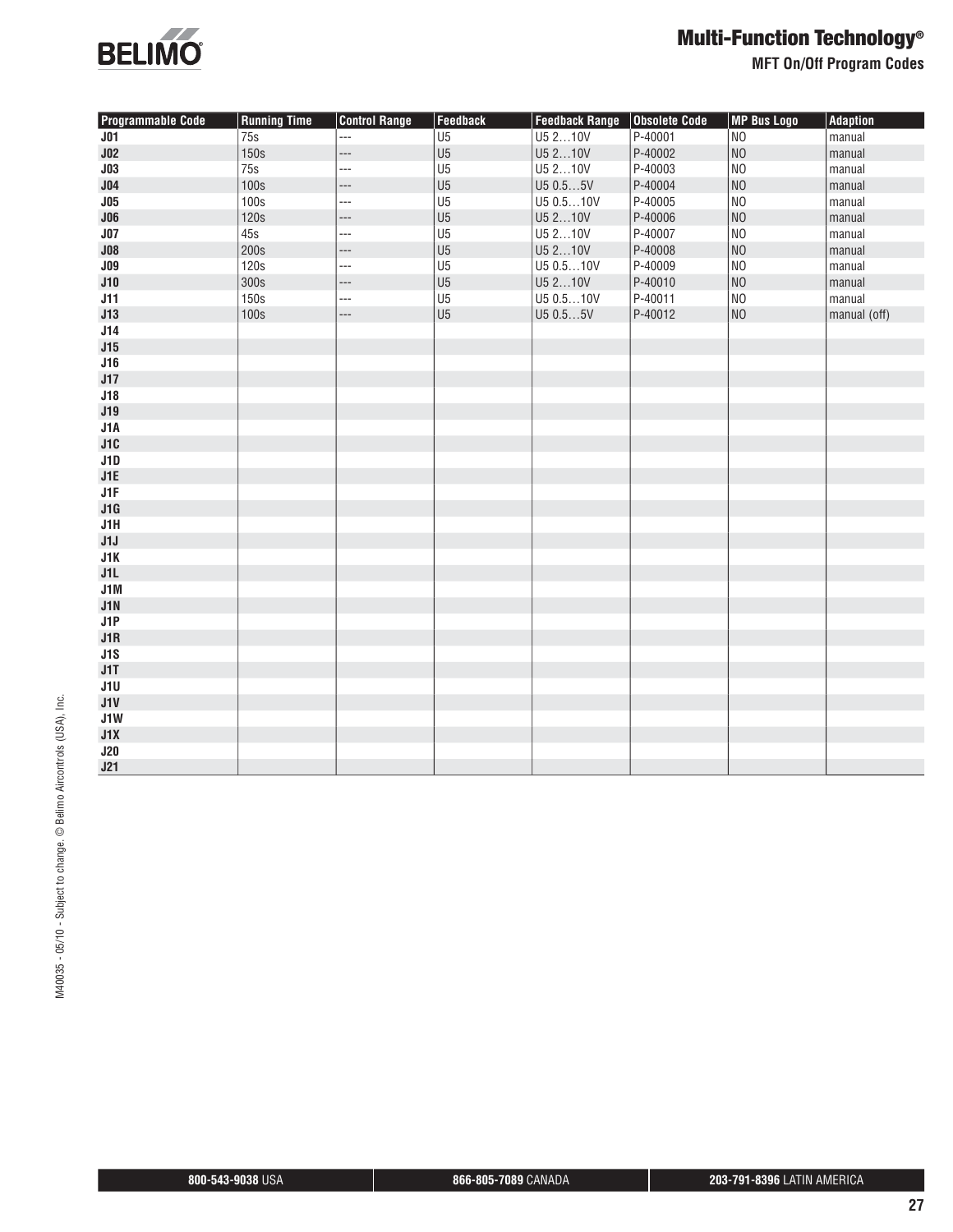# Multi-Function Technology®

## MFT On/Off Program Codes

| Programmable Code | Running Time | Control Range | Feedback | Feedback Range | Obsolete Code | MP Bus Logo | Adaption |
|---|---|---|---|---|---|---|---|
| J01 | 75s | --- | U5 | U5 2…10V | P-40001 | NO | manual |
| J02 | 150s | --- | U5 | U5 2…10V | P-40002 | NO | manual |
| J03 | 75s | --- | U5 | U5 2…10V | P-40003 | NO | manual |
| J04 | 100s | --- | U5 | U5 0.5…5V | P-40004 | NO | manual |
| J05 | 100s | --- | U5 | U5 0.5…10V | P-40005 | NO | manual |
| J06 | 120s | --- | U5 | U5 2…10V | P-40006 | NO | manual |
| J07 | 45s | --- | U5 | U5 2…10V | P-40007 | NO | manual |
| J08 | 200s | --- | U5 | U5 2…10V | P-40008 | NO | manual |
| J09 | 120s | --- | U5 | U5 0.5…10V | P-40009 | NO | manual |
| J10 | 300s | --- | U5 | U5 2…10V | P-40010 | NO | manual |
| J11 | 150s | --- | U5 | U5 0.5…10V | P-40011 | NO | manual |
| J13 | 100s | --- | U5 | U5 0.5…5V | P-40012 | NO | manual (off) |
| J14 | | | | | | | |
| J15 | | | | | | | |
| J16 | | | | | | | |
| J17 | | | | | | | |
| J18 | | | | | | | |
| J19 | | | | | | | |
| J1A | | | | | | | |
| J1C | | | | | | | |
| J1D | | | | | | | |
| J1E | | | | | | | |
| J1F | | | | | | | |
| J1G | | | | | | | |
| J1H | | | | | | | |
| J1J | | | | | | | |
| J1K | | | | | | | |
| J1L | | | | | | | |
| J1M | | | | | | | |
| J1N | | | | | | | |
| J1P | | | | | | | |
| J1R | | | | | | | |
| J1S | | | | | | | |
| J1T | | | | | | | |
| J1U | | | | | | | |
| J1V | | | | | | | |
| J1W | | | | | | | |
| J1X | | | | | | | |
| J20 | | | | | | | |
| J21 | | | | | | | |

M40035 - 05/10 - Subject to change. © Belimo Aircontrols (USA), Inc.

**800-543-9038** USA | **866-805-7089** CANADA | **203-791-8396** LATIN AMERICA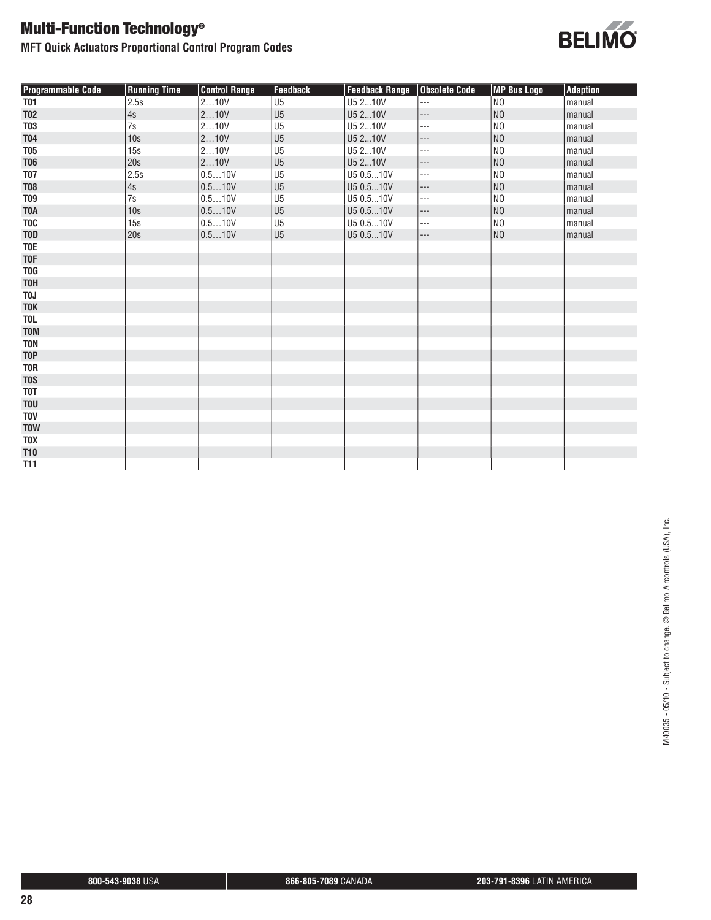# Multi-Function Technology®

## MFT Quick Actuators Proportional Control Program Codes

| Programmable Code | Running Time | Control Range | Feedback | Feedback Range | Obsolete Code | MP Bus Logo | Adaption |
|---|---|---|---|---|---|---|---|
| T01 | 2.5s | 2…10V | U5 | U5 2...10V | --- | NO | manual |
| T02 | 4s | 2…10V | U5 | U5 2...10V | --- | NO | manual |
| T03 | 7s | 2…10V | U5 | U5 2...10V | --- | NO | manual |
| T04 | 10s | 2…10V | U5 | U5 2...10V | --- | NO | manual |
| T05 | 15s | 2…10V | U5 | U5 2...10V | --- | NO | manual |
| T06 | 20s | 2…10V | U5 | U5 2...10V | --- | NO | manual |
| T07 | 2.5s | 0.5…10V | U5 | U5 0.5...10V | --- | NO | manual |
| T08 | 4s | 0.5…10V | U5 | U5 0.5...10V | --- | NO | manual |
| T09 | 7s | 0.5…10V | U5 | U5 0.5...10V | --- | NO | manual |
| T0A | 10s | 0.5…10V | U5 | U5 0.5...10V | --- | NO | manual |
| T0C | 15s | 0.5…10V | U5 | U5 0.5...10V | --- | NO | manual |
| T0D | 20s | 0.5…10V | U5 | U5 0.5...10V | --- | NO | manual |
| T0E | | | | | | | |
| T0F | | | | | | | |
| T0G | | | | | | | |
| T0H | | | | | | | |
| T0J | | | | | | | |
| T0K | | | | | | | |
| T0L | | | | | | | |
| T0M | | | | | | | |
| T0N | | | | | | | |
| T0P | | | | | | | |
| T0R | | | | | | | |
| T0S | | | | | | | |
| T0T | | | | | | | |
| T0U | | | | | | | |
| T0V | | | | | | | |
| T0W | | | | | | | |
| T0X | | | | | | | |
| T10 | | | | | | | |
| T11 | | | | | | | |

M40035 - 05/10 - Subject to change. © Belimo Aircontrols (USA), Inc.

**800-543-9038** USA | **866-805-7089** CANADA | **203-791-8396** LATIN AMERICA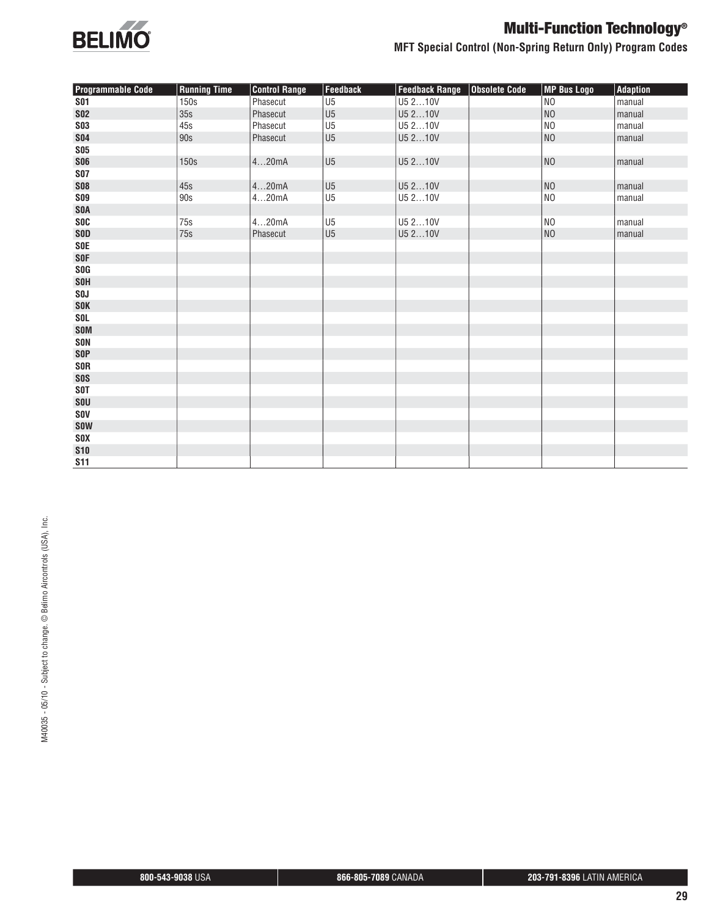# Multi-Function Technology®

## MFT Special Control (Non-Spring Return Only) Program Codes

| Programmable Code | Running Time | Control Range | Feedback | Feedback Range | Obsolete Code | MP Bus Logo | Adaption |
|---|---|---|---|---|---|---|---|
| S01 | 150s | Phasecut | U5 | U5 2…10V | | NO | manual |
| S02 | 35s | Phasecut | U5 | U5 2…10V | | NO | manual |
| S03 | 45s | Phasecut | U5 | U5 2…10V | | NO | manual |
| S04 | 90s | Phasecut | U5 | U5 2…10V | | NO | manual |
| S05 | | | | | | | |
| S06 | 150s | 4…20mA | U5 | U5 2…10V | | NO | manual |
| S07 | | | | | | | |
| S08 | 45s | 4…20mA | U5 | U5 2…10V | | NO | manual |
| S09 | 90s | 4…20mA | U5 | U5 2…10V | | NO | manual |
| S0A | | | | | | | |
| S0C | 75s | 4…20mA | U5 | U5 2…10V | | NO | manual |
| S0D | 75s | Phasecut | U5 | U5 2…10V | | NO | manual |
| S0E | | | | | | | |
| S0F | | | | | | | |
| S0G | | | | | | | |
| S0H | | | | | | | |
| S0J | | | | | | | |
| S0K | | | | | | | |
| S0L | | | | | | | |
| S0M | | | | | | | |
| S0N | | | | | | | |
| S0P | | | | | | | |
| S0R | | | | | | | |
| S0S | | | | | | | |
| S0T | | | | | | | |
| S0U | | | | | | | |
| S0V | | | | | | | |
| S0W | | | | | | | |
| S0X | | | | | | | |
| S10 | | | | | | | |
| S11 | | | | | | | |

M40035 - 05/10 - Subject to change. © Belimo Aircontrols (USA), Inc.

**800-543-9038** USA | **866-805-7089** CANADA | **203-791-8396** LATIN AMERICA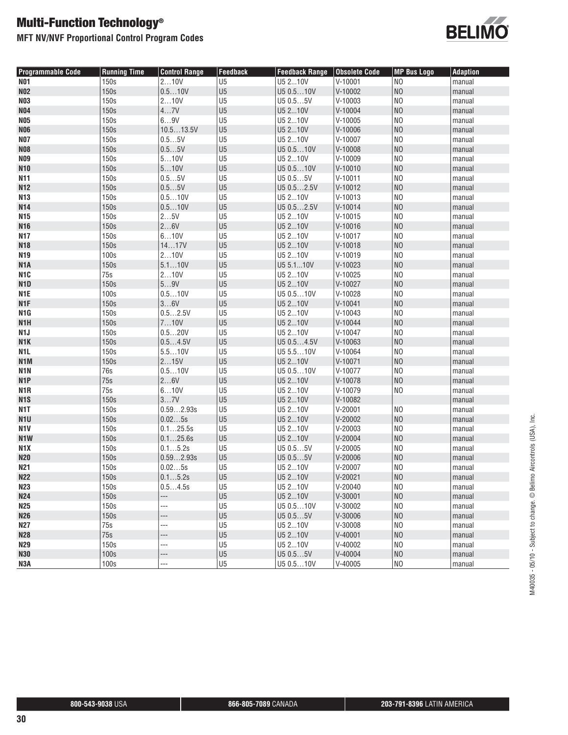# Multi-Function Technology®

## MFT NV/NVF Proportional Control Program Codes

| Programmable Code | Running Time | Control Range | Feedback | Feedback Range | Obsolete Code | MP Bus Logo | Adaption |
|---|---|---|---|---|---|---|---|
| N01 | 150s | 2…10V | U5 | U5 2...10V | V-10001 | NO | manual |
| N02 | 150s | 0.5…10V | U5 | U5 0.5…10V | V-10002 | NO | manual |
| N03 | 150s | 2…10V | U5 | U5 0.5…5V | V-10003 | NO | manual |
| N04 | 150s | 4…7V | U5 | U5 2...10V | V-10004 | NO | manual |
| N05 | 150s | 6…9V | U5 | U5 2...10V | V-10005 | NO | manual |
| N06 | 150s | 10.5…13.5V | U5 | U5 2...10V | V-10006 | NO | manual |
| N07 | 150s | 0.5…5V | U5 | U5 2...10V | V-10007 | NO | manual |
| N08 | 150s | 0.5…5V | U5 | U5 0.5…10V | V-10008 | NO | manual |
| N09 | 150s | 5…10V | U5 | U5 2...10V | V-10009 | NO | manual |
| N10 | 150s | 5…10V | U5 | U5 0.5…10V | V-10010 | NO | manual |
| N11 | 150s | 0.5…5V | U5 | U5 0.5…5V | V-10011 | NO | manual |
| N12 | 150s | 0.5…5V | U5 | U5 0.5…2.5V | V-10012 | NO | manual |
| N13 | 150s | 0.5…10V | U5 | U5 2...10V | V-10013 | NO | manual |
| N14 | 150s | 0.5…10V | U5 | U5 0.5…2.5V | V-10014 | NO | manual |
| N15 | 150s | 2…5V | U5 | U5 2...10V | V-10015 | NO | manual |
| N16 | 150s | 2…6V | U5 | U5 2...10V | V-10016 | NO | manual |
| N17 | 150s | 6…10V | U5 | U5 2...10V | V-10017 | NO | manual |
| N18 | 150s | 14…17V | U5 | U5 2...10V | V-10018 | NO | manual |
| N19 | 100s | 2…10V | U5 | U5 2...10V | V-10019 | NO | manual |
| N1A | 150s | 5.1…10V | U5 | U5 5.1...10V | V-10023 | NO | manual |
| N1C | 75s | 2…10V | U5 | U5 2...10V | V-10025 | NO | manual |
| N1D | 150s | 5…9V | U5 | U5 2...10V | V-10027 | NO | manual |
| N1E | 100s | 0.5…10V | U5 | U5 0.5…10V | V-10028 | NO | manual |
| N1F | 150s | 3…6V | U5 | U5 2...10V | V-10041 | NO | manual |
| N1G | 150s | 0.5…2.5V | U5 | U5 2...10V | V-10043 | NO | manual |
| N1H | 150s | 7…10V | U5 | U5 2...10V | V-10044 | NO | manual |
| N1J | 150s | 0.5…20V | U5 | U5 2...10V | V-10047 | NO | manual |
| N1K | 150s | 0.5…4.5V | U5 | U5 0.5…4.5V | V-10063 | NO | manual |
| N1L | 150s | 5.5…10V | U5 | U5 5.5…10V | V-10064 | NO | manual |
| N1M | 150s | 2…15V | U5 | U5 2...10V | V-10071 | NO | manual |
| N1N | 76s | 0.5…10V | U5 | U5 0.5…10V | V-10077 | NO | manual |
| N1P | 75s | 2…6V | U5 | U5 2...10V | V-10078 | NO | manual |
| N1R | 75s | 6…10V | U5 | U5 2...10V | V-10079 | NO | manual |
| N1S | 150s | 3…7V | U5 | U5 2...10V | V-10082 | | manual |
| N1T | 150s | 0.59…2.93s | U5 | U5 2...10V | V-20001 | NO | manual |
| N1U | 150s | 0.02…5s | U5 | U5 2...10V | V-20002 | NO | manual |
| N1V | 150s | 0.1…25.5s | U5 | U5 2...10V | V-20003 | NO | manual |
| N1W | 150s | 0.1…25.6s | U5 | U5 2...10V | V-20004 | NO | manual |
| N1X | 150s | 0.1…5.2s | U5 | U5 0.5…5V | V-20005 | NO | manual |
| N20 | 150s | 0.59…2.93s | U5 | U5 0.5…5V | V-20006 | NO | manual |
| N21 | 150s | 0.02…5s | U5 | U5 2...10V | V-20007 | NO | manual |
| N22 | 150s | 0.1…5.2s | U5 | U5 2...10V | V-20021 | NO | manual |
| N23 | 150s | 0.5…4.5s | U5 | U5 2...10V | V-20040 | NO | manual |
| N24 | 150s | --- | U5 | U5 2...10V | V-30001 | NO | manual |
| N25 | 150s | --- | U5 | U5 0.5…10V | V-30002 | NO | manual |
| N26 | 150s | --- | U5 | U5 0.5…5V | V-30006 | NO | manual |
| N27 | 75s | --- | U5 | U5 2...10V | V-30008 | NO | manual |
| N28 | 75s | --- | U5 | U5 2...10V | V-40001 | NO | manual |
| N29 | 150s | --- | U5 | U5 2...10V | V-40002 | NO | manual |
| N30 | 100s | --- | U5 | U5 0.5…5V | V-40004 | NO | manual |
| N3A | 100s | --- | U5 | U5 0.5…10V | V-40005 | NO | manual |

M40035 - 05/10 - Subject to change. © Belimo Aircontrols (USA), Inc.

**800-543-9038** USA | **866-805-7089** CANADA | **203-791-8396** LATIN AMERICA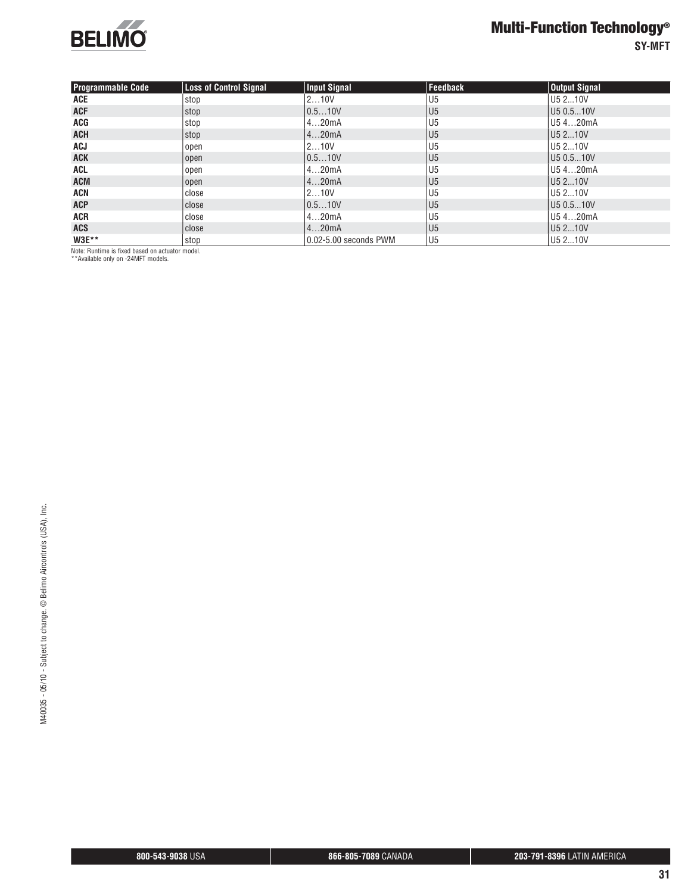| Programmable Code | Loss of Control Signal | Input Signal | Feedback | Output Signal |
|---|---|---|---|---|
| ACE | stop | 2…10V | U5 | U5 2...10V |
| ACF | stop | 0.5…10V | U5 | U5 0.5...10V |
| ACG | stop | 4…20mA | U5 | U5 4…20mA |
| ACH | stop | 4…20mA | U5 | U5 2...10V |
| ACJ | open | 2…10V | U5 | U5 2...10V |
| ACK | open | 0.5…10V | U5 | U5 0.5...10V |
| ACL | open | 4…20mA | U5 | U5 4…20mA |
| ACM | open | 4…20mA | U5 | U5 2...10V |
| ACN | close | 2…10V | U5 | U5 2...10V |
| ACP | close | 0.5…10V | U5 | U5 0.5...10V |
| ACR | close | 4…20mA | U5 | U5 4…20mA |
| ACS | close | 4…20mA | U5 | U5 2...10V |
| W3E** | stop | 0.02-5.00 seconds PWM | U5 | U5 2...10V |

Note: Runtime is fixed based on actuator model.
**Available only on -24MFT models.